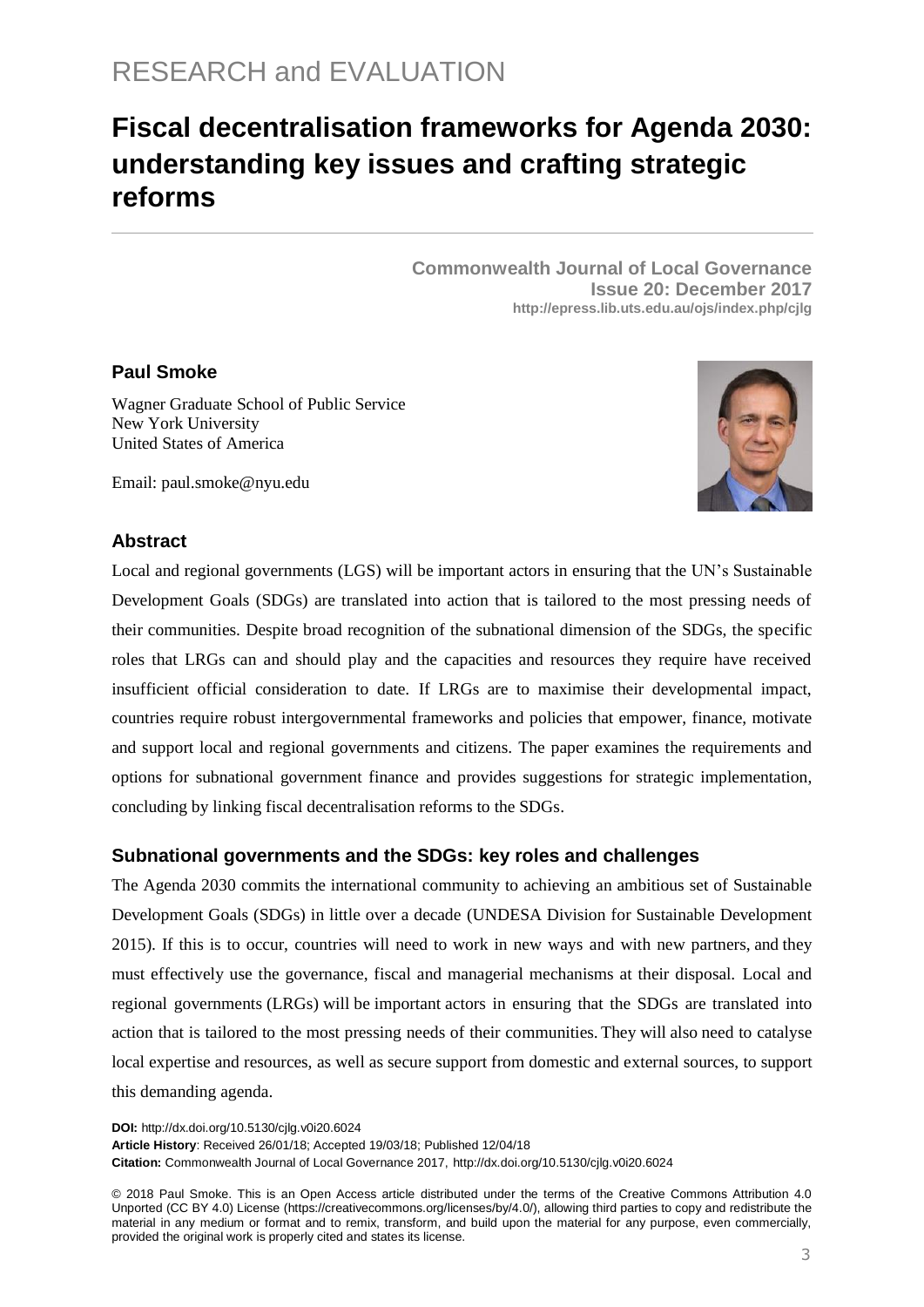RESEARCH and EVALUATION

# Fiscal decentralisation frameworks for Agenda 2030: understanding key issues and crafting strategic reforms

**Commonwealth Journal of Local Governance**
**Issue 20: December 2017**
**http://epress.lib.uts.edu.au/ojs/index.php/cjlg**

**Paul Smoke**

Wagner Graduate School of Public Service
New York University
United States of America

Email: paul.smoke@nyu.edu

## Abstract

Local and regional governments (LGS) will be important actors in ensuring that the UN's Sustainable Development Goals (SDGs) are translated into action that is tailored to the most pressing needs of their communities. Despite broad recognition of the subnational dimension of the SDGs, the specific roles that LRGs can and should play and the capacities and resources they require have received insufficient official consideration to date. If LRGs are to maximise their developmental impact, countries require robust intergovernmental frameworks and policies that empower, finance, motivate and support local and regional governments and citizens. The paper examines the requirements and options for subnational government finance and provides suggestions for strategic implementation, concluding by linking fiscal decentralisation reforms to the SDGs.

## Subnational governments and the SDGs: key roles and challenges

The Agenda 2030 commits the international community to achieving an ambitious set of Sustainable Development Goals (SDGs) in little over a decade (UNDESA Division for Sustainable Development 2015). If this is to occur, countries will need to work in new ways and with new partners, and they must effectively use the governance, fiscal and managerial mechanisms at their disposal. Local and regional governments (LRGs) will be important actors in ensuring that the SDGs are translated into action that is tailored to the most pressing needs of their communities. They will also need to catalyse local expertise and resources, as well as secure support from domestic and external sources, to support this demanding agenda.

**DOI:** http://dx.doi.org/10.5130/cjlg.v0i20.6024
**Article History**: Received 26/01/18; Accepted 19/03/18; Published 12/04/18
**Citation:** Commonwealth Journal of Local Governance 2017, http://dx.doi.org/10.5130/cjlg.v0i20.6024

© 2018 Paul Smoke. This is an Open Access article distributed under the terms of the Creative Commons Attribution 4.0 Unported (CC BY 4.0) License (https://creativecommons.org/licenses/by/4.0/), allowing third parties to copy and redistribute the material in any medium or format and to remix, transform, and build upon the material for any purpose, even commercially, provided the original work is properly cited and states its license.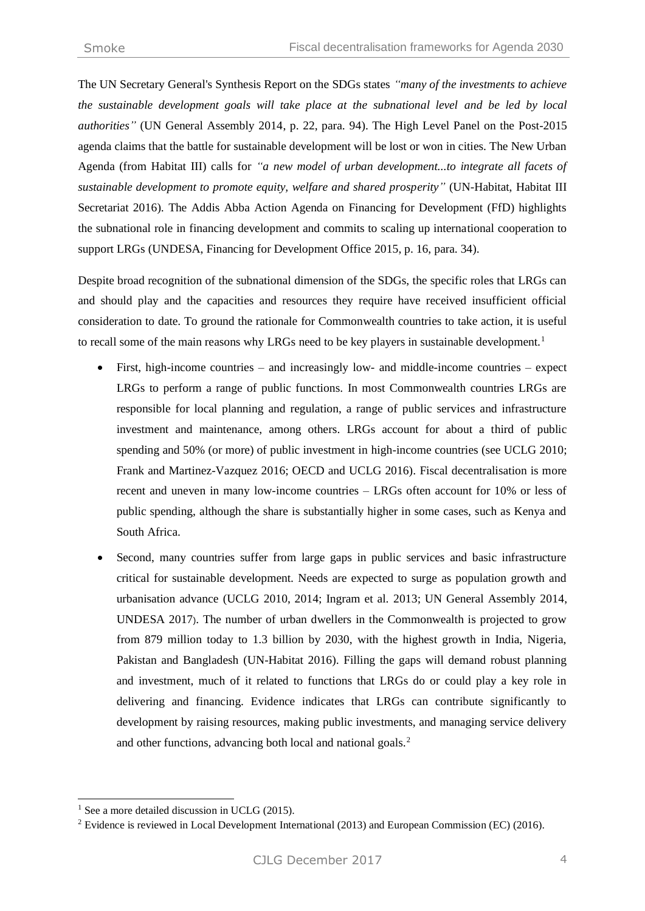The UN Secretary General's Synthesis Report on the SDGs states *"many of the investments to achieve the sustainable development goals will take place at the subnational level and be led by local authorities"* (UN General Assembly 2014, p. 22, para. 94). The High Level Panel on the Post-2015 agenda claims that the battle for sustainable development will be lost or won in cities. The New Urban Agenda (from Habitat III) calls for *"a new model of urban development...to integrate all facets of sustainable development to promote equity, welfare and shared prosperity"* (UN-Habitat, Habitat III Secretariat 2016). The Addis Abba Action Agenda on Financing for Development (FfD) highlights the subnational role in financing development and commits to scaling up international cooperation to support LRGs (UNDESA, Financing for Development Office 2015, p. 16, para. 34).

Despite broad recognition of the subnational dimension of the SDGs, the specific roles that LRGs can and should play and the capacities and resources they require have received insufficient official consideration to date. To ground the rationale for Commonwealth countries to take action, it is useful to recall some of the main reasons why LRGs need to be key players in sustainable development.[1]

- First, high-income countries – and increasingly low- and middle-income countries – expect LRGs to perform a range of public functions. In most Commonwealth countries LRGs are responsible for local planning and regulation, a range of public services and infrastructure investment and maintenance, among others. LRGs account for about a third of public spending and 50% (or more) of public investment in high-income countries (see UCLG 2010; Frank and Martinez-Vazquez 2016; OECD and UCLG 2016). Fiscal decentralisation is more recent and uneven in many low-income countries – LRGs often account for 10% or less of public spending, although the share is substantially higher in some cases, such as Kenya and South Africa.
- Second, many countries suffer from large gaps in public services and basic infrastructure critical for sustainable development. Needs are expected to surge as population growth and urbanisation advance (UCLG 2010, 2014; Ingram et al. 2013; UN General Assembly 2014, UNDESA 2017). The number of urban dwellers in the Commonwealth is projected to grow from 879 million today to 1.3 billion by 2030, with the highest growth in India, Nigeria, Pakistan and Bangladesh (UN-Habitat 2016). Filling the gaps will demand robust planning and investment, much of it related to functions that LRGs do or could play a key role in delivering and financing. Evidence indicates that LRGs can contribute significantly to development by raising resources, making public investments, and managing service delivery and other functions, advancing both local and national goals.[2]

---

[1] See a more detailed discussion in UCLG (2015).

[2] Evidence is reviewed in Local Development International (2013) and European Commission (EC) (2016).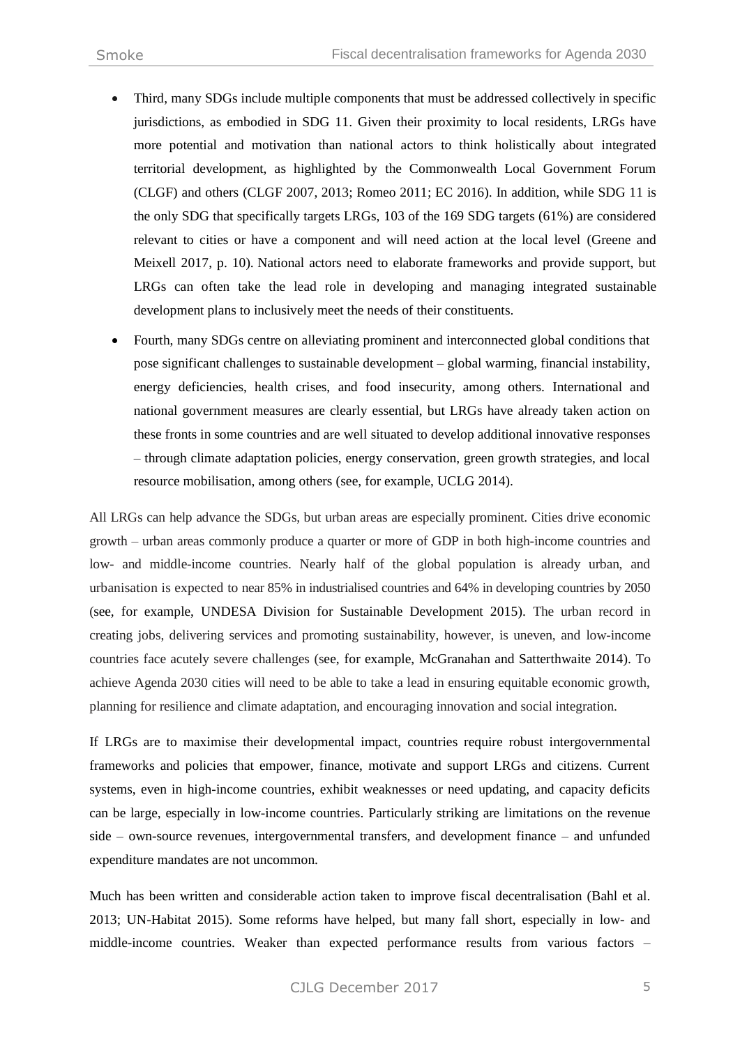- Third, many SDGs include multiple components that must be addressed collectively in specific jurisdictions, as embodied in SDG 11. Given their proximity to local residents, LRGs have more potential and motivation than national actors to think holistically about integrated territorial development, as highlighted by the Commonwealth Local Government Forum (CLGF) and others (CLGF 2007, 2013; Romeo 2011; EC 2016). In addition, while SDG 11 is the only SDG that specifically targets LRGs, 103 of the 169 SDG targets (61%) are considered relevant to cities or have a component and will need action at the local level (Greene and Meixell 2017, p. 10). National actors need to elaborate frameworks and provide support, but LRGs can often take the lead role in developing and managing integrated sustainable development plans to inclusively meet the needs of their constituents.
- Fourth, many SDGs centre on alleviating prominent and interconnected global conditions that pose significant challenges to sustainable development – global warming, financial instability, energy deficiencies, health crises, and food insecurity, among others. International and national government measures are clearly essential, but LRGs have already taken action on these fronts in some countries and are well situated to develop additional innovative responses – through climate adaptation policies, energy conservation, green growth strategies, and local resource mobilisation, among others (see, for example, UCLG 2014).

All LRGs can help advance the SDGs, but urban areas are especially prominent. Cities drive economic growth – urban areas commonly produce a quarter or more of GDP in both high-income countries and low- and middle-income countries. Nearly half of the global population is already urban, and urbanisation is expected to near 85% in industrialised countries and 64% in developing countries by 2050 (see, for example, UNDESA Division for Sustainable Development 2015). The urban record in creating jobs, delivering services and promoting sustainability, however, is uneven, and low-income countries face acutely severe challenges (see, for example, McGranahan and Satterthwaite 2014). To achieve Agenda 2030 cities will need to be able to take a lead in ensuring equitable economic growth, planning for resilience and climate adaptation, and encouraging innovation and social integration.

If LRGs are to maximise their developmental impact, countries require robust intergovernmental frameworks and policies that empower, finance, motivate and support LRGs and citizens. Current systems, even in high-income countries, exhibit weaknesses or need updating, and capacity deficits can be large, especially in low-income countries. Particularly striking are limitations on the revenue side – own-source revenues, intergovernmental transfers, and development finance – and unfunded expenditure mandates are not uncommon.

Much has been written and considerable action taken to improve fiscal decentralisation (Bahl et al. 2013; UN-Habitat 2015). Some reforms have helped, but many fall short, especially in low- and middle-income countries. Weaker than expected performance results from various factors –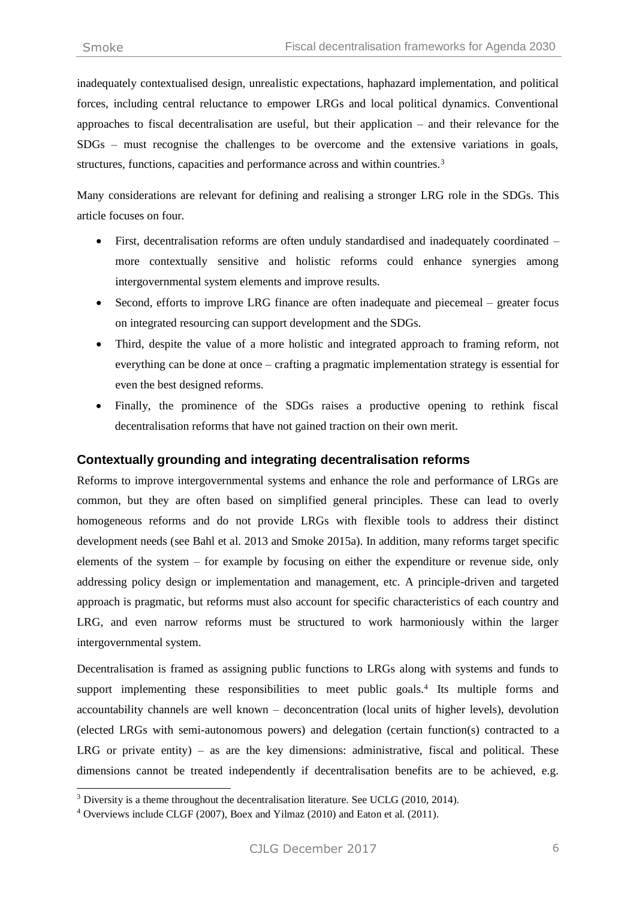inadequately contextualised design, unrealistic expectations, haphazard implementation, and political forces, including central reluctance to empower LRGs and local political dynamics. Conventional approaches to fiscal decentralisation are useful, but their application – and their relevance for the SDGs – must recognise the challenges to be overcome and the extensive variations in goals, structures, functions, capacities and performance across and within countries.[3]

Many considerations are relevant for defining and realising a stronger LRG role in the SDGs. This article focuses on four.

- First, decentralisation reforms are often unduly standardised and inadequately coordinated – more contextually sensitive and holistic reforms could enhance synergies among intergovernmental system elements and improve results.
- Second, efforts to improve LRG finance are often inadequate and piecemeal – greater focus on integrated resourcing can support development and the SDGs.
- Third, despite the value of a more holistic and integrated approach to framing reform, not everything can be done at once – crafting a pragmatic implementation strategy is essential for even the best designed reforms.
- Finally, the prominence of the SDGs raises a productive opening to rethink fiscal decentralisation reforms that have not gained traction on their own merit.

## Contextually grounding and integrating decentralisation reforms

Reforms to improve intergovernmental systems and enhance the role and performance of LRGs are common, but they are often based on simplified general principles. These can lead to overly homogeneous reforms and do not provide LRGs with flexible tools to address their distinct development needs (see Bahl et al. 2013 and Smoke 2015a). In addition, many reforms target specific elements of the system – for example by focusing on either the expenditure or revenue side, only addressing policy design or implementation and management, etc. A principle-driven and targeted approach is pragmatic, but reforms must also account for specific characteristics of each country and LRG, and even narrow reforms must be structured to work harmoniously within the larger intergovernmental system.

Decentralisation is framed as assigning public functions to LRGs along with systems and funds to support implementing these responsibilities to meet public goals.[4] Its multiple forms and accountability channels are well known – deconcentration (local units of higher levels), devolution (elected LRGs with semi-autonomous powers) and delegation (certain function(s) contracted to a LRG or private entity) – as are the key dimensions: administrative, fiscal and political. These dimensions cannot be treated independently if decentralisation benefits are to be achieved, e.g.

[3] Diversity is a theme throughout the decentralisation literature. See UCLG (2010, 2014).

[4] Overviews include CLGF (2007), Boex and Yilmaz (2010) and Eaton et al. (2011).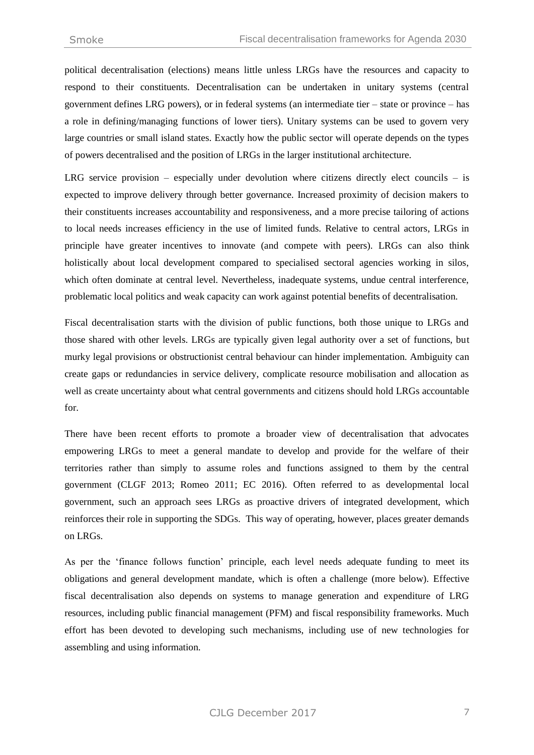political decentralisation (elections) means little unless LRGs have the resources and capacity to respond to their constituents. Decentralisation can be undertaken in unitary systems (central government defines LRG powers), or in federal systems (an intermediate tier – state or province – has a role in defining/managing functions of lower tiers). Unitary systems can be used to govern very large countries or small island states. Exactly how the public sector will operate depends on the types of powers decentralised and the position of LRGs in the larger institutional architecture.

LRG service provision – especially under devolution where citizens directly elect councils – is expected to improve delivery through better governance. Increased proximity of decision makers to their constituents increases accountability and responsiveness, and a more precise tailoring of actions to local needs increases efficiency in the use of limited funds. Relative to central actors, LRGs in principle have greater incentives to innovate (and compete with peers). LRGs can also think holistically about local development compared to specialised sectoral agencies working in silos, which often dominate at central level. Nevertheless, inadequate systems, undue central interference, problematic local politics and weak capacity can work against potential benefits of decentralisation.

Fiscal decentralisation starts with the division of public functions, both those unique to LRGs and those shared with other levels. LRGs are typically given legal authority over a set of functions, but murky legal provisions or obstructionist central behaviour can hinder implementation. Ambiguity can create gaps or redundancies in service delivery, complicate resource mobilisation and allocation as well as create uncertainty about what central governments and citizens should hold LRGs accountable for.

There have been recent efforts to promote a broader view of decentralisation that advocates empowering LRGs to meet a general mandate to develop and provide for the welfare of their territories rather than simply to assume roles and functions assigned to them by the central government (CLGF 2013; Romeo 2011; EC 2016). Often referred to as developmental local government, such an approach sees LRGs as proactive drivers of integrated development, which reinforces their role in supporting the SDGs. This way of operating, however, places greater demands on LRGs.

As per the 'finance follows function' principle, each level needs adequate funding to meet its obligations and general development mandate, which is often a challenge (more below). Effective fiscal decentralisation also depends on systems to manage generation and expenditure of LRG resources, including public financial management (PFM) and fiscal responsibility frameworks. Much effort has been devoted to developing such mechanisms, including use of new technologies for assembling and using information.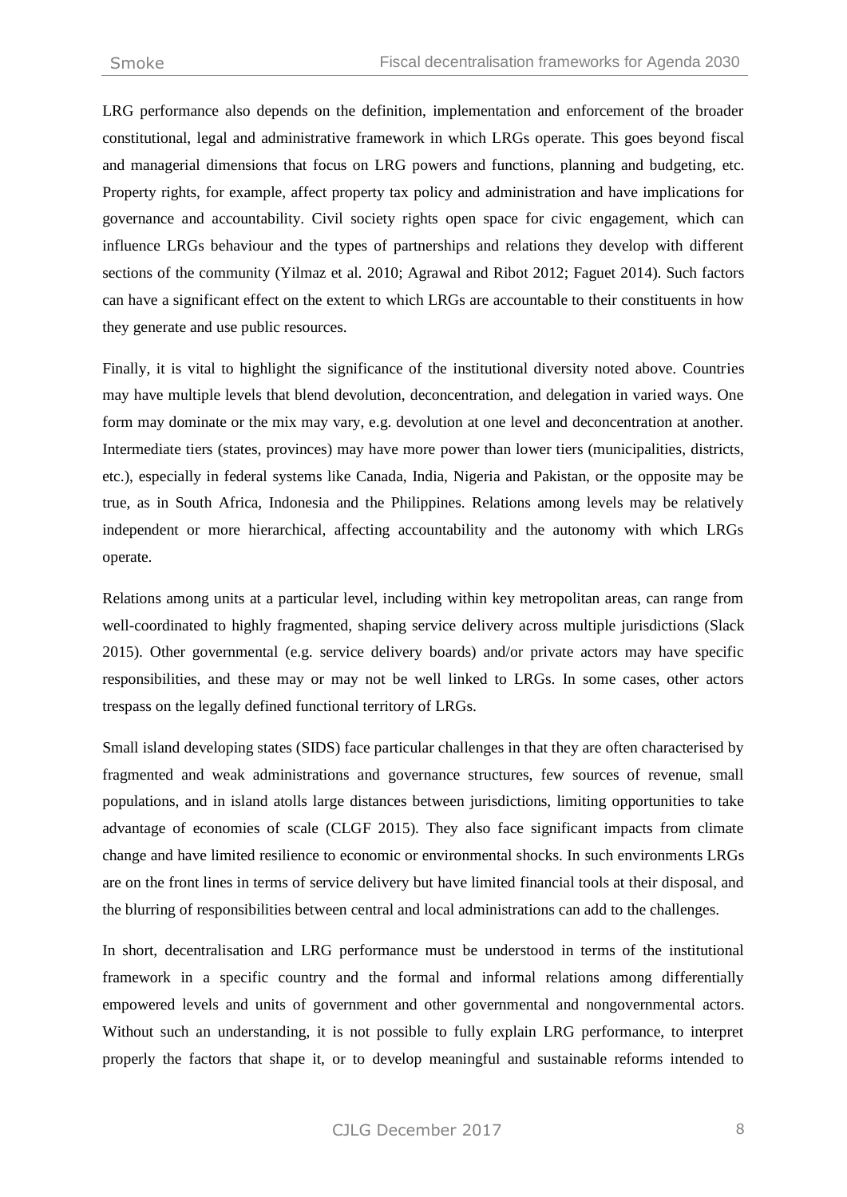LRG performance also depends on the definition, implementation and enforcement of the broader constitutional, legal and administrative framework in which LRGs operate. This goes beyond fiscal and managerial dimensions that focus on LRG powers and functions, planning and budgeting, etc. Property rights, for example, affect property tax policy and administration and have implications for governance and accountability. Civil society rights open space for civic engagement, which can influence LRGs behaviour and the types of partnerships and relations they develop with different sections of the community (Yilmaz et al. 2010; Agrawal and Ribot 2012; Faguet 2014). Such factors can have a significant effect on the extent to which LRGs are accountable to their constituents in how they generate and use public resources.

Finally, it is vital to highlight the significance of the institutional diversity noted above. Countries may have multiple levels that blend devolution, deconcentration, and delegation in varied ways. One form may dominate or the mix may vary, e.g. devolution at one level and deconcentration at another. Intermediate tiers (states, provinces) may have more power than lower tiers (municipalities, districts, etc.), especially in federal systems like Canada, India, Nigeria and Pakistan, or the opposite may be true, as in South Africa, Indonesia and the Philippines. Relations among levels may be relatively independent or more hierarchical, affecting accountability and the autonomy with which LRGs operate.

Relations among units at a particular level, including within key metropolitan areas, can range from well-coordinated to highly fragmented, shaping service delivery across multiple jurisdictions (Slack 2015). Other governmental (e.g. service delivery boards) and/or private actors may have specific responsibilities, and these may or may not be well linked to LRGs. In some cases, other actors trespass on the legally defined functional territory of LRGs.

Small island developing states (SIDS) face particular challenges in that they are often characterised by fragmented and weak administrations and governance structures, few sources of revenue, small populations, and in island atolls large distances between jurisdictions, limiting opportunities to take advantage of economies of scale (CLGF 2015). They also face significant impacts from climate change and have limited resilience to economic or environmental shocks. In such environments LRGs are on the front lines in terms of service delivery but have limited financial tools at their disposal, and the blurring of responsibilities between central and local administrations can add to the challenges.

In short, decentralisation and LRG performance must be understood in terms of the institutional framework in a specific country and the formal and informal relations among differentially empowered levels and units of government and other governmental and nongovernmental actors. Without such an understanding, it is not possible to fully explain LRG performance, to interpret properly the factors that shape it, or to develop meaningful and sustainable reforms intended to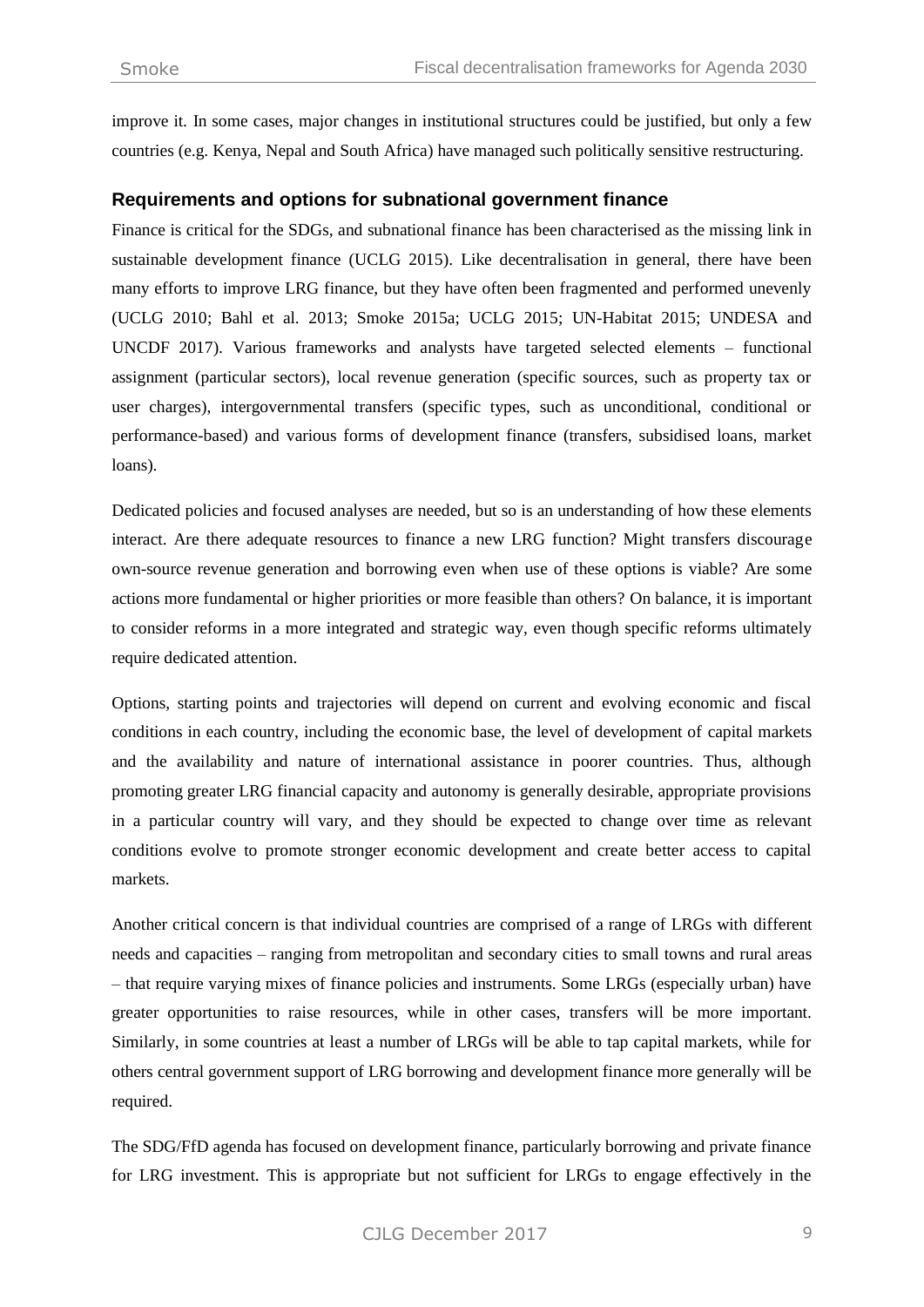improve it. In some cases, major changes in institutional structures could be justified, but only a few countries (e.g. Kenya, Nepal and South Africa) have managed such politically sensitive restructuring.

## Requirements and options for subnational government finance

Finance is critical for the SDGs, and subnational finance has been characterised as the missing link in sustainable development finance (UCLG 2015). Like decentralisation in general, there have been many efforts to improve LRG finance, but they have often been fragmented and performed unevenly (UCLG 2010; Bahl et al. 2013; Smoke 2015a; UCLG 2015; UN-Habitat 2015; UNDESA and UNCDF 2017). Various frameworks and analysts have targeted selected elements – functional assignment (particular sectors), local revenue generation (specific sources, such as property tax or user charges), intergovernmental transfers (specific types, such as unconditional, conditional or performance-based) and various forms of development finance (transfers, subsidised loans, market loans).

Dedicated policies and focused analyses are needed, but so is an understanding of how these elements interact. Are there adequate resources to finance a new LRG function? Might transfers discourage own-source revenue generation and borrowing even when use of these options is viable? Are some actions more fundamental or higher priorities or more feasible than others? On balance, it is important to consider reforms in a more integrated and strategic way, even though specific reforms ultimately require dedicated attention.

Options, starting points and trajectories will depend on current and evolving economic and fiscal conditions in each country, including the economic base, the level of development of capital markets and the availability and nature of international assistance in poorer countries. Thus, although promoting greater LRG financial capacity and autonomy is generally desirable, appropriate provisions in a particular country will vary, and they should be expected to change over time as relevant conditions evolve to promote stronger economic development and create better access to capital markets.

Another critical concern is that individual countries are comprised of a range of LRGs with different needs and capacities – ranging from metropolitan and secondary cities to small towns and rural areas – that require varying mixes of finance policies and instruments. Some LRGs (especially urban) have greater opportunities to raise resources, while in other cases, transfers will be more important. Similarly, in some countries at least a number of LRGs will be able to tap capital markets, while for others central government support of LRG borrowing and development finance more generally will be required.

The SDG/FfD agenda has focused on development finance, particularly borrowing and private finance for LRG investment. This is appropriate but not sufficient for LRGs to engage effectively in the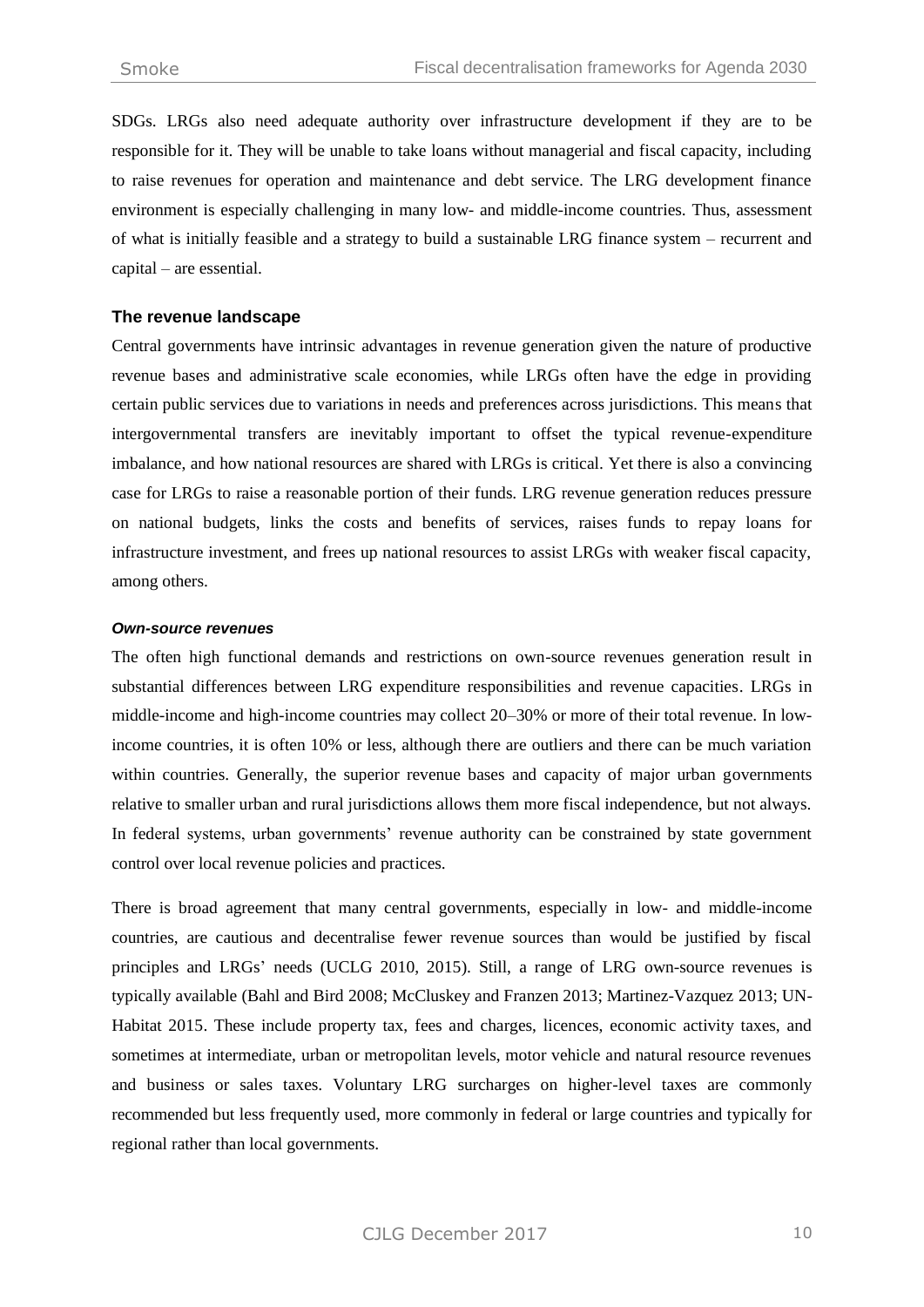SDGs. LRGs also need adequate authority over infrastructure development if they are to be responsible for it. They will be unable to take loans without managerial and fiscal capacity, including to raise revenues for operation and maintenance and debt service. The LRG development finance environment is especially challenging in many low- and middle-income countries. Thus, assessment of what is initially feasible and a strategy to build a sustainable LRG finance system – recurrent and capital – are essential.

### The revenue landscape

Central governments have intrinsic advantages in revenue generation given the nature of productive revenue bases and administrative scale economies, while LRGs often have the edge in providing certain public services due to variations in needs and preferences across jurisdictions. This means that intergovernmental transfers are inevitably important to offset the typical revenue-expenditure imbalance, and how national resources are shared with LRGs is critical. Yet there is also a convincing case for LRGs to raise a reasonable portion of their funds. LRG revenue generation reduces pressure on national budgets, links the costs and benefits of services, raises funds to repay loans for infrastructure investment, and frees up national resources to assist LRGs with weaker fiscal capacity, among others.

#### *Own-source revenues*

The often high functional demands and restrictions on own-source revenues generation result in substantial differences between LRG expenditure responsibilities and revenue capacities. LRGs in middle-income and high-income countries may collect 20–30% or more of their total revenue. In low-income countries, it is often 10% or less, although there are outliers and there can be much variation within countries. Generally, the superior revenue bases and capacity of major urban governments relative to smaller urban and rural jurisdictions allows them more fiscal independence, but not always. In federal systems, urban governments' revenue authority can be constrained by state government control over local revenue policies and practices.

There is broad agreement that many central governments, especially in low- and middle-income countries, are cautious and decentralise fewer revenue sources than would be justified by fiscal principles and LRGs' needs (UCLG 2010, 2015). Still, a range of LRG own-source revenues is typically available (Bahl and Bird 2008; McCluskey and Franzen 2013; Martinez-Vazquez 2013; UN-Habitat 2015. These include property tax, fees and charges, licences, economic activity taxes, and sometimes at intermediate, urban or metropolitan levels, motor vehicle and natural resource revenues and business or sales taxes. Voluntary LRG surcharges on higher-level taxes are commonly recommended but less frequently used, more commonly in federal or large countries and typically for regional rather than local governments.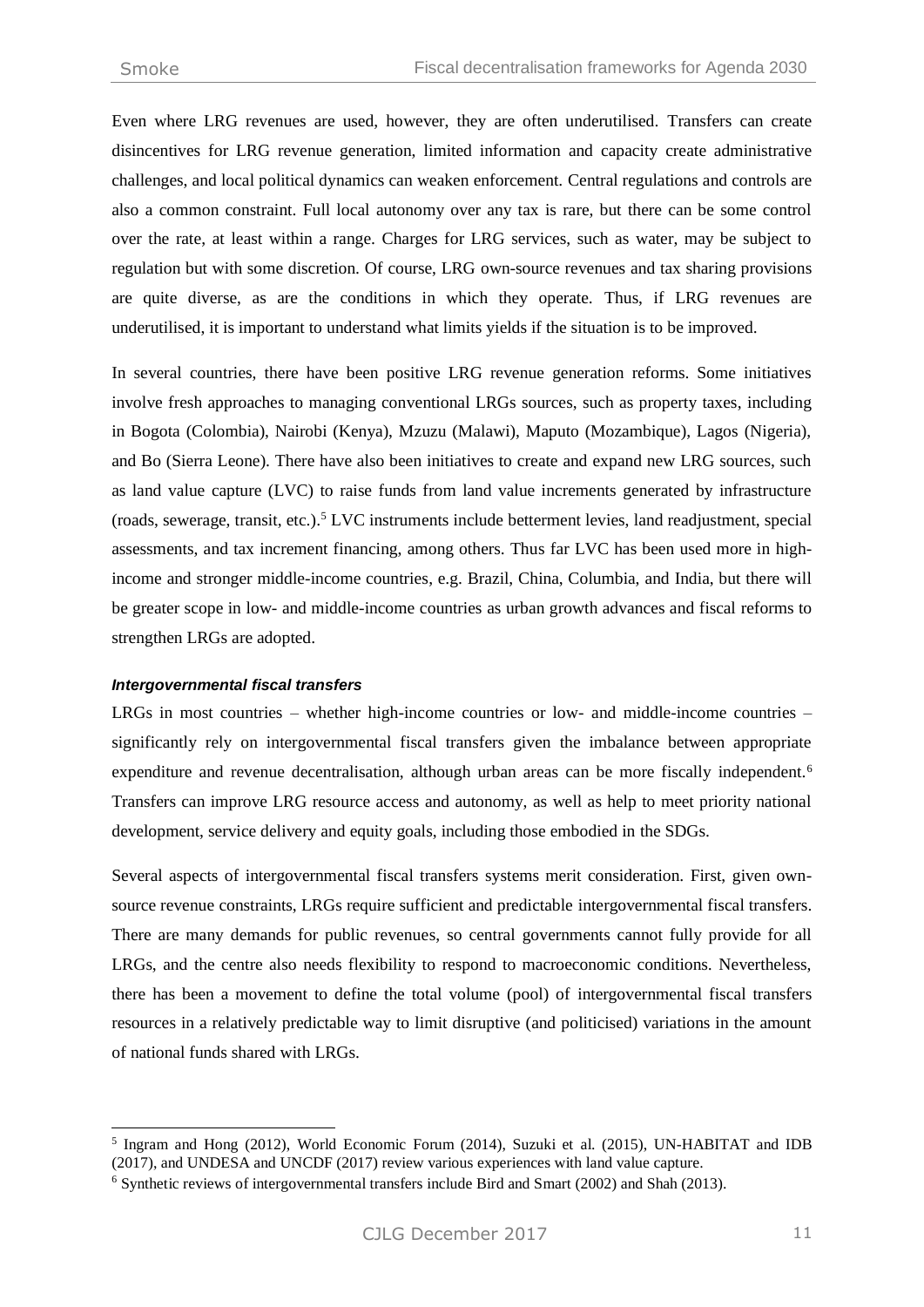Even where LRG revenues are used, however, they are often underutilised. Transfers can create disincentives for LRG revenue generation, limited information and capacity create administrative challenges, and local political dynamics can weaken enforcement. Central regulations and controls are also a common constraint. Full local autonomy over any tax is rare, but there can be some control over the rate, at least within a range. Charges for LRG services, such as water, may be subject to regulation but with some discretion. Of course, LRG own-source revenues and tax sharing provisions are quite diverse, as are the conditions in which they operate. Thus, if LRG revenues are underutilised, it is important to understand what limits yields if the situation is to be improved.

In several countries, there have been positive LRG revenue generation reforms. Some initiatives involve fresh approaches to managing conventional LRGs sources, such as property taxes, including in Bogota (Colombia), Nairobi (Kenya), Mzuzu (Malawi), Maputo (Mozambique), Lagos (Nigeria), and Bo (Sierra Leone). There have also been initiatives to create and expand new LRG sources, such as land value capture (LVC) to raise funds from land value increments generated by infrastructure (roads, sewerage, transit, etc.).[5] LVC instruments include betterment levies, land readjustment, special assessments, and tax increment financing, among others. Thus far LVC has been used more in high-income and stronger middle-income countries, e.g. Brazil, China, Columbia, and India, but there will be greater scope in low- and middle-income countries as urban growth advances and fiscal reforms to strengthen LRGs are adopted.

#### *Intergovernmental fiscal transfers*

LRGs in most countries – whether high-income countries or low- and middle-income countries – significantly rely on intergovernmental fiscal transfers given the imbalance between appropriate expenditure and revenue decentralisation, although urban areas can be more fiscally independent.[6] Transfers can improve LRG resource access and autonomy, as well as help to meet priority national development, service delivery and equity goals, including those embodied in the SDGs.

Several aspects of intergovernmental fiscal transfers systems merit consideration. First, given own-source revenue constraints, LRGs require sufficient and predictable intergovernmental fiscal transfers. There are many demands for public revenues, so central governments cannot fully provide for all LRGs, and the centre also needs flexibility to respond to macroeconomic conditions. Nevertheless, there has been a movement to define the total volume (pool) of intergovernmental fiscal transfers resources in a relatively predictable way to limit disruptive (and politicised) variations in the amount of national funds shared with LRGs.

---

[5] Ingram and Hong (2012), World Economic Forum (2014), Suzuki et al. (2015), UN-HABITAT and IDB (2017), and UNDESA and UNCDF (2017) review various experiences with land value capture.

[6] Synthetic reviews of intergovernmental transfers include Bird and Smart (2002) and Shah (2013).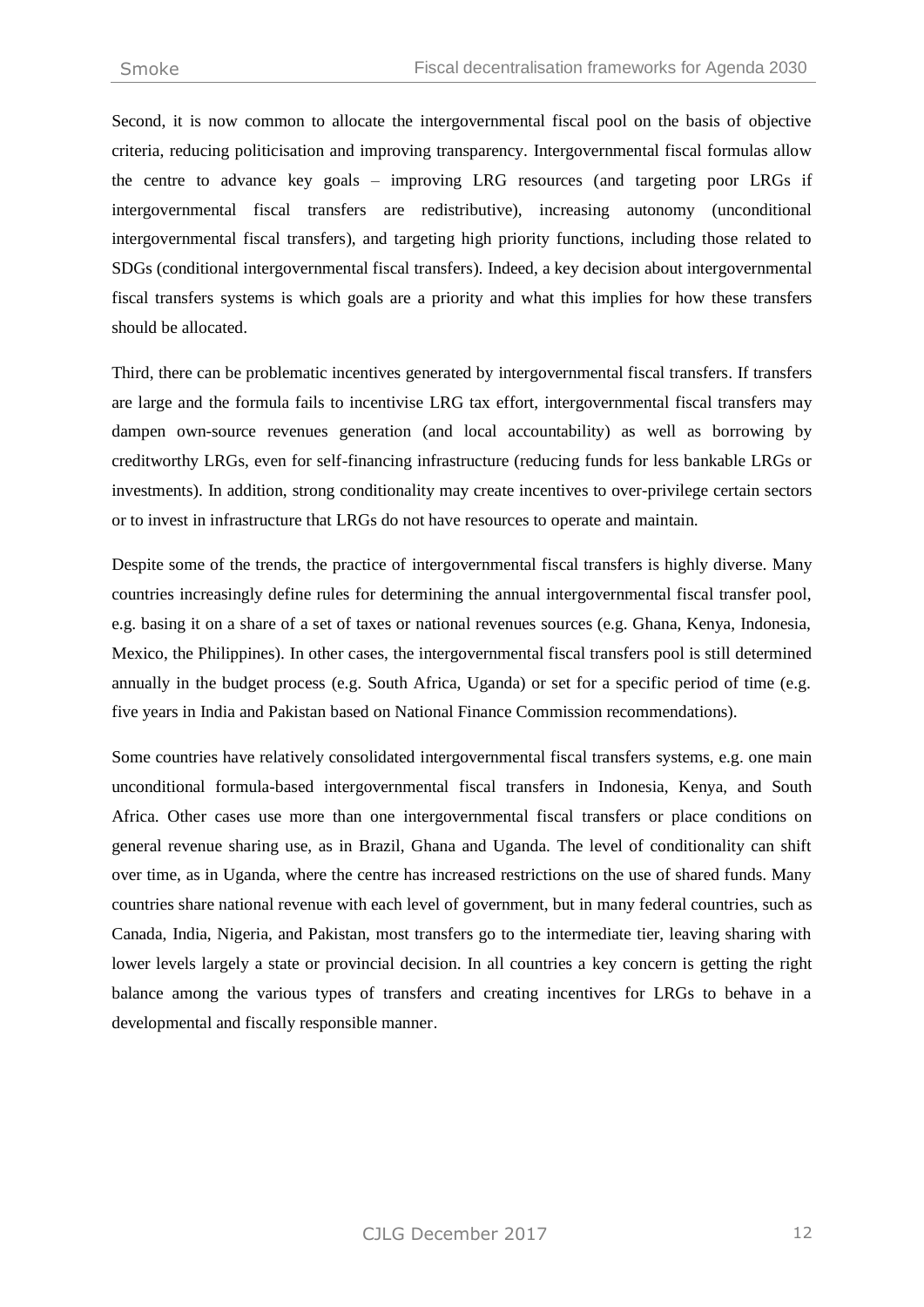Second, it is now common to allocate the intergovernmental fiscal pool on the basis of objective criteria, reducing politicisation and improving transparency. Intergovernmental fiscal formulas allow the centre to advance key goals – improving LRG resources (and targeting poor LRGs if intergovernmental fiscal transfers are redistributive), increasing autonomy (unconditional intergovernmental fiscal transfers), and targeting high priority functions, including those related to SDGs (conditional intergovernmental fiscal transfers). Indeed, a key decision about intergovernmental fiscal transfers systems is which goals are a priority and what this implies for how these transfers should be allocated.

Third, there can be problematic incentives generated by intergovernmental fiscal transfers. If transfers are large and the formula fails to incentivise LRG tax effort, intergovernmental fiscal transfers may dampen own-source revenues generation (and local accountability) as well as borrowing by creditworthy LRGs, even for self-financing infrastructure (reducing funds for less bankable LRGs or investments). In addition, strong conditionality may create incentives to over-privilege certain sectors or to invest in infrastructure that LRGs do not have resources to operate and maintain.

Despite some of the trends, the practice of intergovernmental fiscal transfers is highly diverse. Many countries increasingly define rules for determining the annual intergovernmental fiscal transfer pool, e.g. basing it on a share of a set of taxes or national revenues sources (e.g. Ghana, Kenya, Indonesia, Mexico, the Philippines). In other cases, the intergovernmental fiscal transfers pool is still determined annually in the budget process (e.g. South Africa, Uganda) or set for a specific period of time (e.g. five years in India and Pakistan based on National Finance Commission recommendations).

Some countries have relatively consolidated intergovernmental fiscal transfers systems, e.g. one main unconditional formula-based intergovernmental fiscal transfers in Indonesia, Kenya, and South Africa. Other cases use more than one intergovernmental fiscal transfers or place conditions on general revenue sharing use, as in Brazil, Ghana and Uganda. The level of conditionality can shift over time, as in Uganda, where the centre has increased restrictions on the use of shared funds. Many countries share national revenue with each level of government, but in many federal countries, such as Canada, India, Nigeria, and Pakistan, most transfers go to the intermediate tier, leaving sharing with lower levels largely a state or provincial decision. In all countries a key concern is getting the right balance among the various types of transfers and creating incentives for LRGs to behave in a developmental and fiscally responsible manner.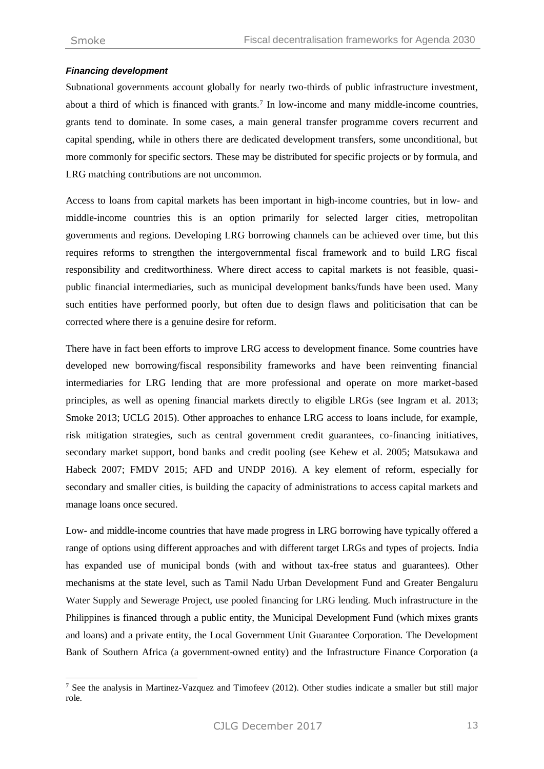***Financing development***

Subnational governments account globally for nearly two-thirds of public infrastructure investment, about a third of which is financed with grants.[7] In low-income and many middle-income countries, grants tend to dominate. In some cases, a main general transfer programme covers recurrent and capital spending, while in others there are dedicated development transfers, some unconditional, but more commonly for specific sectors. These may be distributed for specific projects or by formula, and LRG matching contributions are not uncommon.

Access to loans from capital markets has been important in high-income countries, but in low- and middle-income countries this is an option primarily for selected larger cities, metropolitan governments and regions. Developing LRG borrowing channels can be achieved over time, but this requires reforms to strengthen the intergovernmental fiscal framework and to build LRG fiscal responsibility and creditworthiness. Where direct access to capital markets is not feasible, quasi-public financial intermediaries, such as municipal development banks/funds have been used. Many such entities have performed poorly, but often due to design flaws and politicisation that can be corrected where there is a genuine desire for reform.

There have in fact been efforts to improve LRG access to development finance. Some countries have developed new borrowing/fiscal responsibility frameworks and have been reinventing financial intermediaries for LRG lending that are more professional and operate on more market-based principles, as well as opening financial markets directly to eligible LRGs (see Ingram et al. 2013; Smoke 2013; UCLG 2015). Other approaches to enhance LRG access to loans include, for example, risk mitigation strategies, such as central government credit guarantees, co-financing initiatives, secondary market support, bond banks and credit pooling (see Kehew et al. 2005; Matsukawa and Habeck 2007; FMDV 2015; AFD and UNDP 2016). A key element of reform, especially for secondary and smaller cities, is building the capacity of administrations to access capital markets and manage loans once secured.

Low- and middle-income countries that have made progress in LRG borrowing have typically offered a range of options using different approaches and with different target LRGs and types of projects. India has expanded use of municipal bonds (with and without tax-free status and guarantees). Other mechanisms at the state level, such as Tamil Nadu Urban Development Fund and Greater Bengaluru Water Supply and Sewerage Project, use pooled financing for LRG lending. Much infrastructure in the Philippines is financed through a public entity, the Municipal Development Fund (which mixes grants and loans) and a private entity, the Local Government Unit Guarantee Corporation. The Development Bank of Southern Africa (a government-owned entity) and the Infrastructure Finance Corporation (a

[7] See the analysis in Martinez-Vazquez and Timofeev (2012). Other studies indicate a smaller but still major role.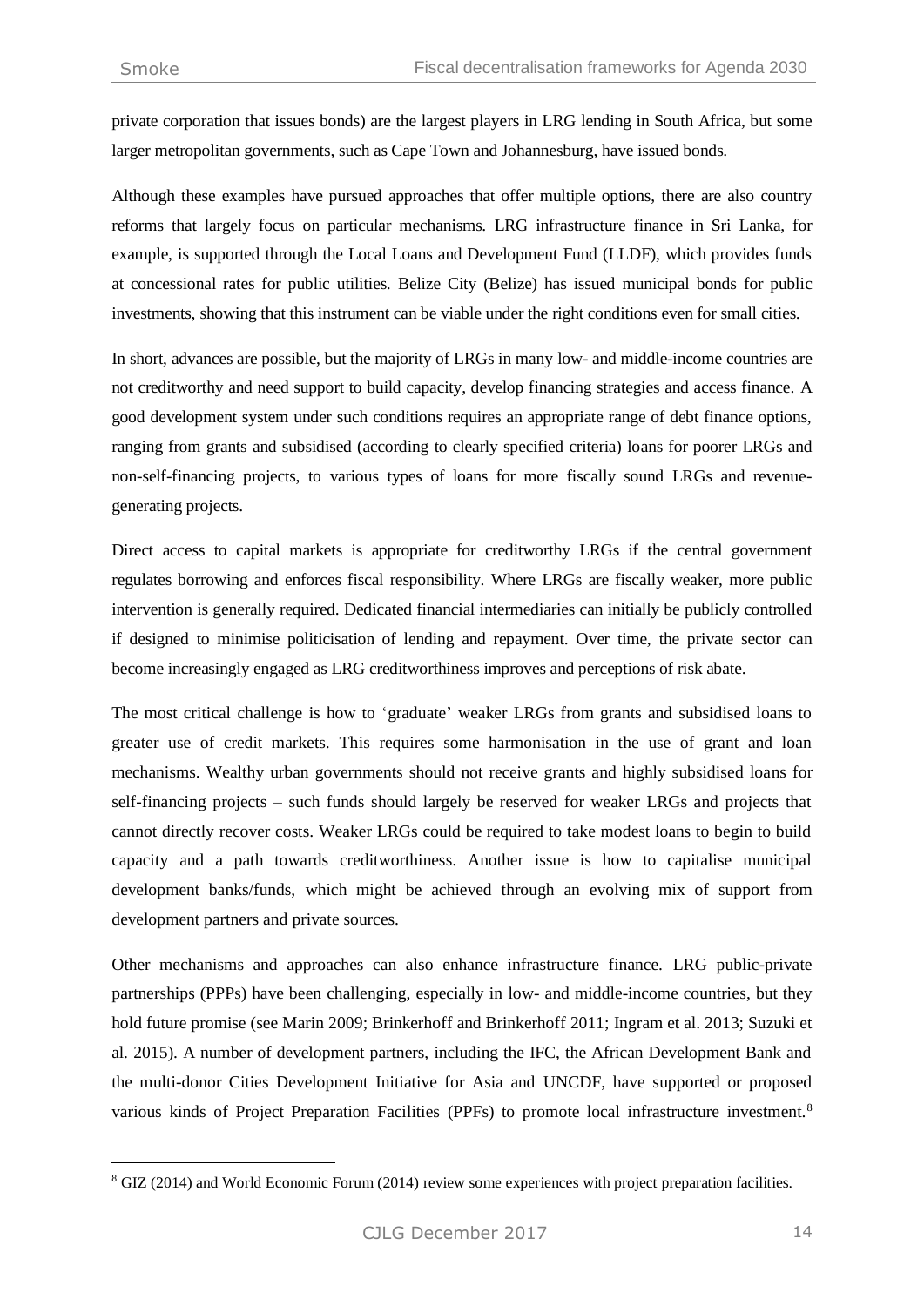private corporation that issues bonds) are the largest players in LRG lending in South Africa, but some larger metropolitan governments, such as Cape Town and Johannesburg, have issued bonds.

Although these examples have pursued approaches that offer multiple options, there are also country reforms that largely focus on particular mechanisms. LRG infrastructure finance in Sri Lanka, for example, is supported through the Local Loans and Development Fund (LLDF), which provides funds at concessional rates for public utilities. Belize City (Belize) has issued municipal bonds for public investments, showing that this instrument can be viable under the right conditions even for small cities.

In short, advances are possible, but the majority of LRGs in many low- and middle-income countries are not creditworthy and need support to build capacity, develop financing strategies and access finance. A good development system under such conditions requires an appropriate range of debt finance options, ranging from grants and subsidised (according to clearly specified criteria) loans for poorer LRGs and non-self-financing projects, to various types of loans for more fiscally sound LRGs and revenue-generating projects.

Direct access to capital markets is appropriate for creditworthy LRGs if the central government regulates borrowing and enforces fiscal responsibility. Where LRGs are fiscally weaker, more public intervention is generally required. Dedicated financial intermediaries can initially be publicly controlled if designed to minimise politicisation of lending and repayment. Over time, the private sector can become increasingly engaged as LRG creditworthiness improves and perceptions of risk abate.

The most critical challenge is how to 'graduate' weaker LRGs from grants and subsidised loans to greater use of credit markets. This requires some harmonisation in the use of grant and loan mechanisms. Wealthy urban governments should not receive grants and highly subsidised loans for self-financing projects – such funds should largely be reserved for weaker LRGs and projects that cannot directly recover costs. Weaker LRGs could be required to take modest loans to begin to build capacity and a path towards creditworthiness. Another issue is how to capitalise municipal development banks/funds, which might be achieved through an evolving mix of support from development partners and private sources.

Other mechanisms and approaches can also enhance infrastructure finance. LRG public-private partnerships (PPPs) have been challenging, especially in low- and middle-income countries, but they hold future promise (see Marin 2009; Brinkerhoff and Brinkerhoff 2011; Ingram et al. 2013; Suzuki et al. 2015). A number of development partners, including the IFC, the African Development Bank and the multi-donor Cities Development Initiative for Asia and UNCDF, have supported or proposed various kinds of Project Preparation Facilities (PPFs) to promote local infrastructure investment.[8]

[8] GIZ (2014) and World Economic Forum (2014) review some experiences with project preparation facilities.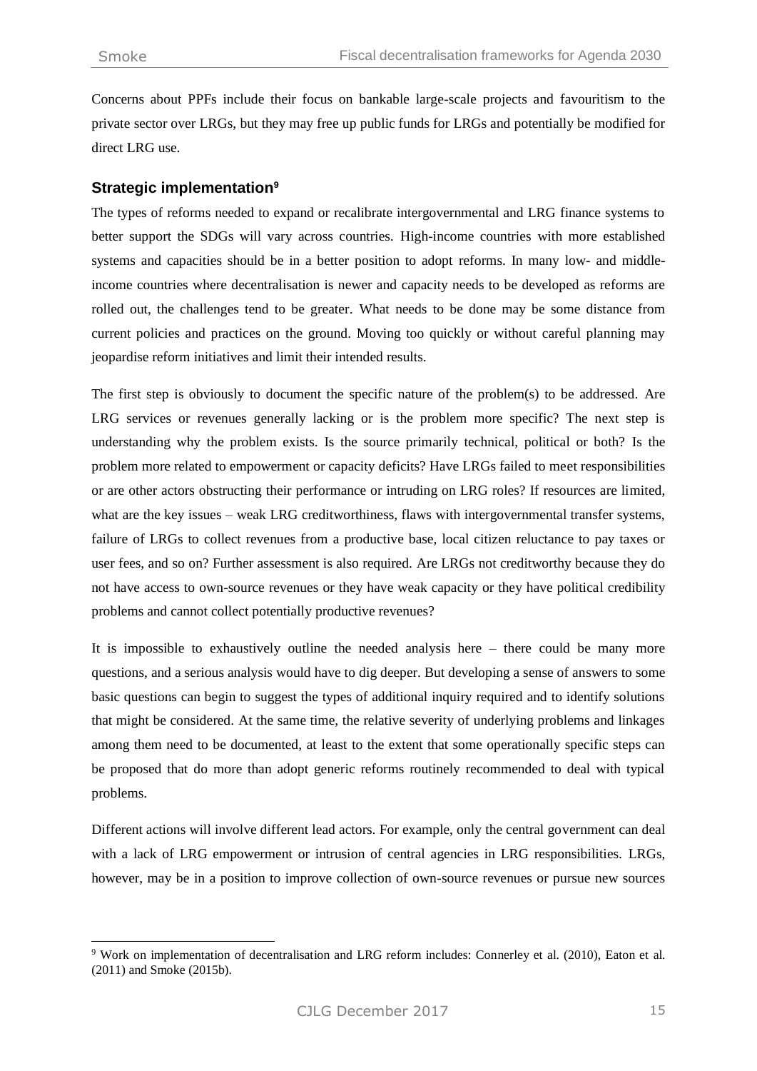Concerns about PPFs include their focus on bankable large-scale projects and favouritism to the private sector over LRGs, but they may free up public funds for LRGs and potentially be modified for direct LRG use.

### Strategic implementation[9]

The types of reforms needed to expand or recalibrate intergovernmental and LRG finance systems to better support the SDGs will vary across countries. High-income countries with more established systems and capacities should be in a better position to adopt reforms. In many low- and middle-income countries where decentralisation is newer and capacity needs to be developed as reforms are rolled out, the challenges tend to be greater. What needs to be done may be some distance from current policies and practices on the ground. Moving too quickly or without careful planning may jeopardise reform initiatives and limit their intended results.

The first step is obviously to document the specific nature of the problem(s) to be addressed. Are LRG services or revenues generally lacking or is the problem more specific? The next step is understanding why the problem exists. Is the source primarily technical, political or both? Is the problem more related to empowerment or capacity deficits? Have LRGs failed to meet responsibilities or are other actors obstructing their performance or intruding on LRG roles? If resources are limited, what are the key issues – weak LRG creditworthiness, flaws with intergovernmental transfer systems, failure of LRGs to collect revenues from a productive base, local citizen reluctance to pay taxes or user fees, and so on? Further assessment is also required. Are LRGs not creditworthy because they do not have access to own-source revenues or they have weak capacity or they have political credibility problems and cannot collect potentially productive revenues?

It is impossible to exhaustively outline the needed analysis here – there could be many more questions, and a serious analysis would have to dig deeper. But developing a sense of answers to some basic questions can begin to suggest the types of additional inquiry required and to identify solutions that might be considered. At the same time, the relative severity of underlying problems and linkages among them need to be documented, at least to the extent that some operationally specific steps can be proposed that do more than adopt generic reforms routinely recommended to deal with typical problems.

Different actions will involve different lead actors. For example, only the central government can deal with a lack of LRG empowerment or intrusion of central agencies in LRG responsibilities. LRGs, however, may be in a position to improve collection of own-source revenues or pursue new sources

[9] Work on implementation of decentralisation and LRG reform includes: Connerley et al. (2010), Eaton et al. (2011) and Smoke (2015b).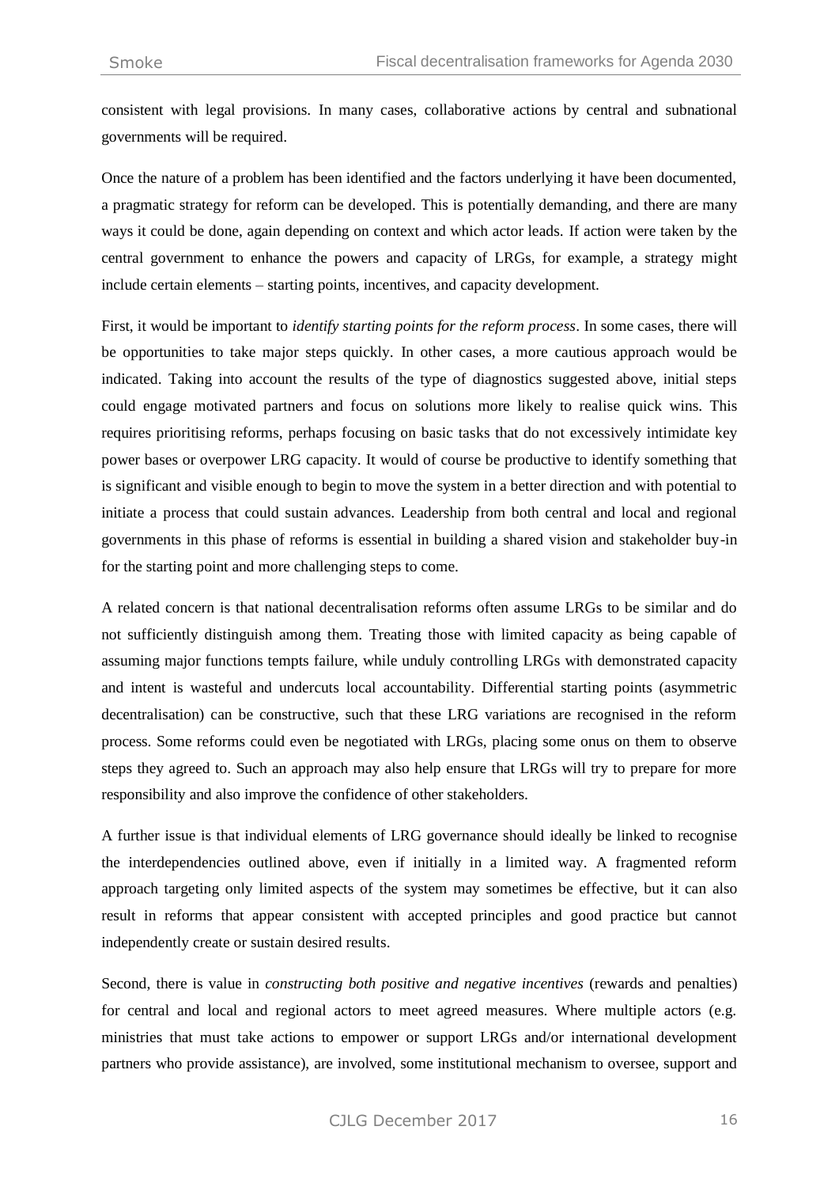consistent with legal provisions. In many cases, collaborative actions by central and subnational governments will be required.

Once the nature of a problem has been identified and the factors underlying it have been documented, a pragmatic strategy for reform can be developed. This is potentially demanding, and there are many ways it could be done, again depending on context and which actor leads. If action were taken by the central government to enhance the powers and capacity of LRGs, for example, a strategy might include certain elements – starting points, incentives, and capacity development.

First, it would be important to *identify starting points for the reform process*. In some cases, there will be opportunities to take major steps quickly. In other cases, a more cautious approach would be indicated. Taking into account the results of the type of diagnostics suggested above, initial steps could engage motivated partners and focus on solutions more likely to realise quick wins. This requires prioritising reforms, perhaps focusing on basic tasks that do not excessively intimidate key power bases or overpower LRG capacity. It would of course be productive to identify something that is significant and visible enough to begin to move the system in a better direction and with potential to initiate a process that could sustain advances. Leadership from both central and local and regional governments in this phase of reforms is essential in building a shared vision and stakeholder buy-in for the starting point and more challenging steps to come.

A related concern is that national decentralisation reforms often assume LRGs to be similar and do not sufficiently distinguish among them. Treating those with limited capacity as being capable of assuming major functions tempts failure, while unduly controlling LRGs with demonstrated capacity and intent is wasteful and undercuts local accountability. Differential starting points (asymmetric decentralisation) can be constructive, such that these LRG variations are recognised in the reform process. Some reforms could even be negotiated with LRGs, placing some onus on them to observe steps they agreed to. Such an approach may also help ensure that LRGs will try to prepare for more responsibility and also improve the confidence of other stakeholders.

A further issue is that individual elements of LRG governance should ideally be linked to recognise the interdependencies outlined above, even if initially in a limited way. A fragmented reform approach targeting only limited aspects of the system may sometimes be effective, but it can also result in reforms that appear consistent with accepted principles and good practice but cannot independently create or sustain desired results.

Second, there is value in *constructing both positive and negative incentives* (rewards and penalties) for central and local and regional actors to meet agreed measures. Where multiple actors (e.g. ministries that must take actions to empower or support LRGs and/or international development partners who provide assistance), are involved, some institutional mechanism to oversee, support and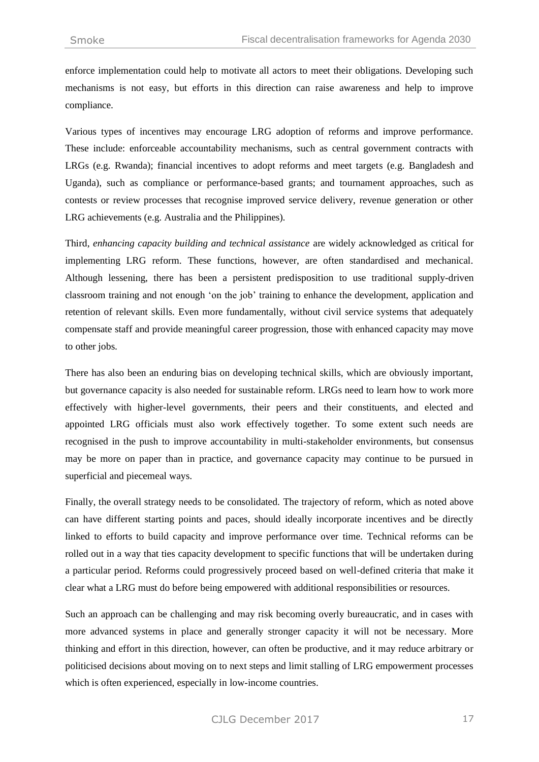enforce implementation could help to motivate all actors to meet their obligations. Developing such mechanisms is not easy, but efforts in this direction can raise awareness and help to improve compliance.

Various types of incentives may encourage LRG adoption of reforms and improve performance. These include: enforceable accountability mechanisms, such as central government contracts with LRGs (e.g. Rwanda); financial incentives to adopt reforms and meet targets (e.g. Bangladesh and Uganda), such as compliance or performance-based grants; and tournament approaches, such as contests or review processes that recognise improved service delivery, revenue generation or other LRG achievements (e.g. Australia and the Philippines).

Third, *enhancing capacity building and technical assistance* are widely acknowledged as critical for implementing LRG reform. These functions, however, are often standardised and mechanical. Although lessening, there has been a persistent predisposition to use traditional supply-driven classroom training and not enough 'on the job' training to enhance the development, application and retention of relevant skills. Even more fundamentally, without civil service systems that adequately compensate staff and provide meaningful career progression, those with enhanced capacity may move to other jobs.

There has also been an enduring bias on developing technical skills, which are obviously important, but governance capacity is also needed for sustainable reform. LRGs need to learn how to work more effectively with higher-level governments, their peers and their constituents, and elected and appointed LRG officials must also work effectively together. To some extent such needs are recognised in the push to improve accountability in multi-stakeholder environments, but consensus may be more on paper than in practice, and governance capacity may continue to be pursued in superficial and piecemeal ways.

Finally, the overall strategy needs to be consolidated. The trajectory of reform, which as noted above can have different starting points and paces, should ideally incorporate incentives and be directly linked to efforts to build capacity and improve performance over time. Technical reforms can be rolled out in a way that ties capacity development to specific functions that will be undertaken during a particular period. Reforms could progressively proceed based on well-defined criteria that make it clear what a LRG must do before being empowered with additional responsibilities or resources.

Such an approach can be challenging and may risk becoming overly bureaucratic, and in cases with more advanced systems in place and generally stronger capacity it will not be necessary. More thinking and effort in this direction, however, can often be productive, and it may reduce arbitrary or politicised decisions about moving on to next steps and limit stalling of LRG empowerment processes which is often experienced, especially in low-income countries.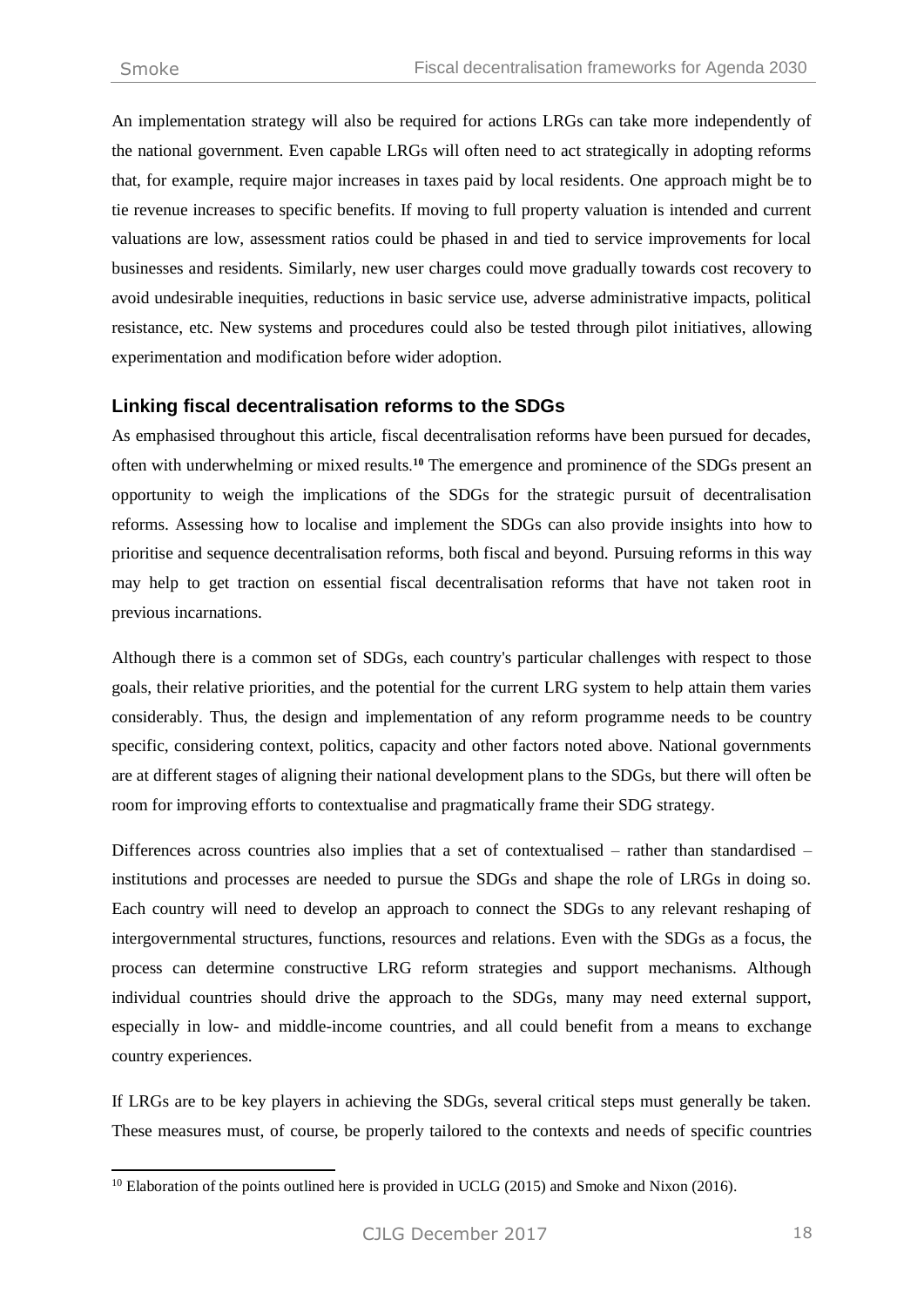An implementation strategy will also be required for actions LRGs can take more independently of the national government. Even capable LRGs will often need to act strategically in adopting reforms that, for example, require major increases in taxes paid by local residents. One approach might be to tie revenue increases to specific benefits. If moving to full property valuation is intended and current valuations are low, assessment ratios could be phased in and tied to service improvements for local businesses and residents. Similarly, new user charges could move gradually towards cost recovery to avoid undesirable inequities, reductions in basic service use, adverse administrative impacts, political resistance, etc. New systems and procedures could also be tested through pilot initiatives, allowing experimentation and modification before wider adoption.

## Linking fiscal decentralisation reforms to the SDGs

As emphasised throughout this article, fiscal decentralisation reforms have been pursued for decades, often with underwhelming or mixed results.[10] The emergence and prominence of the SDGs present an opportunity to weigh the implications of the SDGs for the strategic pursuit of decentralisation reforms. Assessing how to localise and implement the SDGs can also provide insights into how to prioritise and sequence decentralisation reforms, both fiscal and beyond. Pursuing reforms in this way may help to get traction on essential fiscal decentralisation reforms that have not taken root in previous incarnations.

Although there is a common set of SDGs, each country's particular challenges with respect to those goals, their relative priorities, and the potential for the current LRG system to help attain them varies considerably. Thus, the design and implementation of any reform programme needs to be country specific, considering context, politics, capacity and other factors noted above. National governments are at different stages of aligning their national development plans to the SDGs, but there will often be room for improving efforts to contextualise and pragmatically frame their SDG strategy.

Differences across countries also implies that a set of contextualised – rather than standardised – institutions and processes are needed to pursue the SDGs and shape the role of LRGs in doing so. Each country will need to develop an approach to connect the SDGs to any relevant reshaping of intergovernmental structures, functions, resources and relations. Even with the SDGs as a focus, the process can determine constructive LRG reform strategies and support mechanisms. Although individual countries should drive the approach to the SDGs, many may need external support, especially in low- and middle-income countries, and all could benefit from a means to exchange country experiences.

If LRGs are to be key players in achieving the SDGs, several critical steps must generally be taken. These measures must, of course, be properly tailored to the contexts and needs of specific countries

[10] Elaboration of the points outlined here is provided in UCLG (2015) and Smoke and Nixon (2016).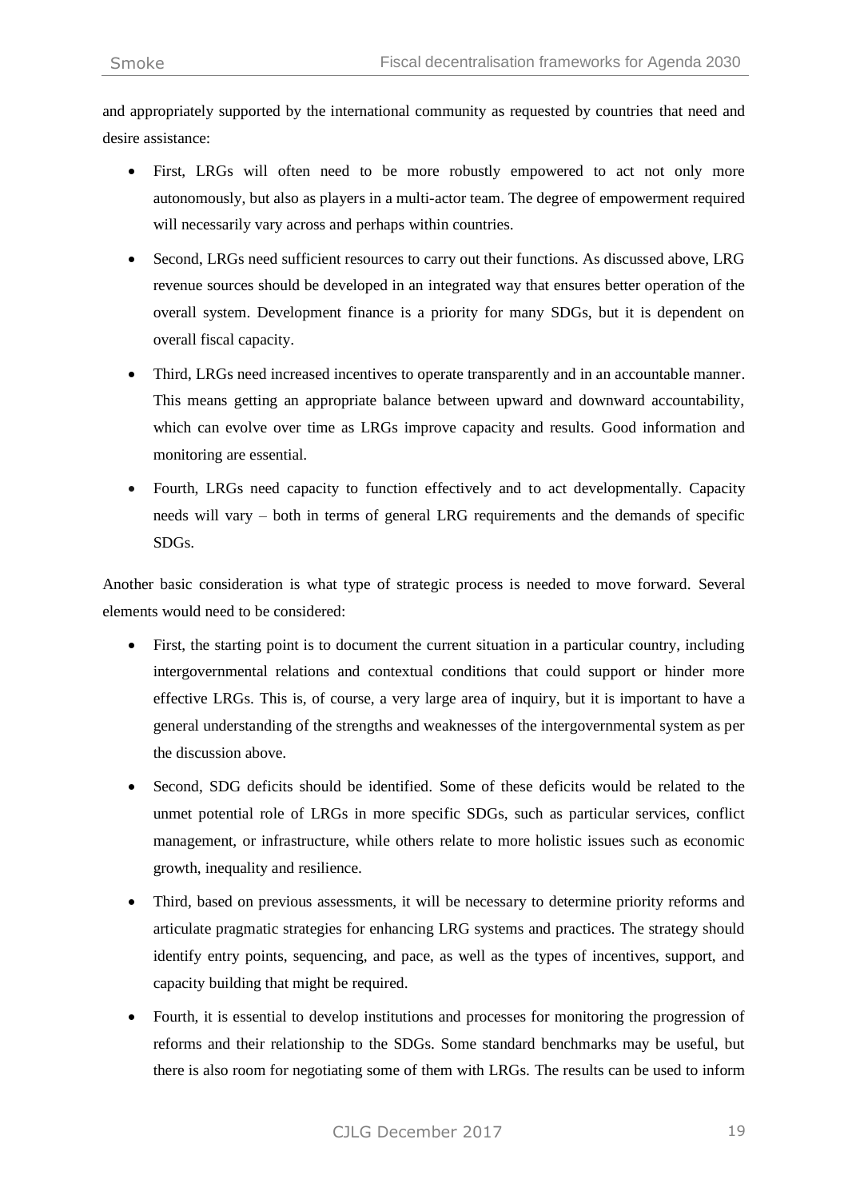and appropriately supported by the international community as requested by countries that need and desire assistance:

- First, LRGs will often need to be more robustly empowered to act not only more autonomously, but also as players in a multi-actor team. The degree of empowerment required will necessarily vary across and perhaps within countries.
- Second, LRGs need sufficient resources to carry out their functions. As discussed above, LRG revenue sources should be developed in an integrated way that ensures better operation of the overall system. Development finance is a priority for many SDGs, but it is dependent on overall fiscal capacity.
- Third, LRGs need increased incentives to operate transparently and in an accountable manner. This means getting an appropriate balance between upward and downward accountability, which can evolve over time as LRGs improve capacity and results. Good information and monitoring are essential.
- Fourth, LRGs need capacity to function effectively and to act developmentally. Capacity needs will vary – both in terms of general LRG requirements and the demands of specific SDGs.

Another basic consideration is what type of strategic process is needed to move forward. Several elements would need to be considered:

- First, the starting point is to document the current situation in a particular country, including intergovernmental relations and contextual conditions that could support or hinder more effective LRGs. This is, of course, a very large area of inquiry, but it is important to have a general understanding of the strengths and weaknesses of the intergovernmental system as per the discussion above.
- Second, SDG deficits should be identified. Some of these deficits would be related to the unmet potential role of LRGs in more specific SDGs, such as particular services, conflict management, or infrastructure, while others relate to more holistic issues such as economic growth, inequality and resilience.
- Third, based on previous assessments, it will be necessary to determine priority reforms and articulate pragmatic strategies for enhancing LRG systems and practices. The strategy should identify entry points, sequencing, and pace, as well as the types of incentives, support, and capacity building that might be required.
- Fourth, it is essential to develop institutions and processes for monitoring the progression of reforms and their relationship to the SDGs. Some standard benchmarks may be useful, but there is also room for negotiating some of them with LRGs. The results can be used to inform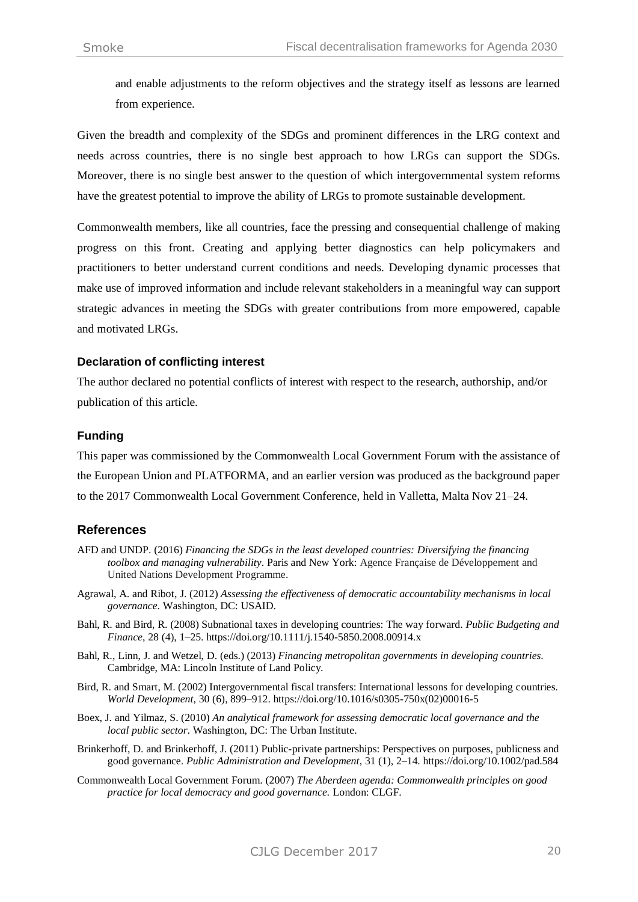and enable adjustments to the reform objectives and the strategy itself as lessons are learned from experience.

Given the breadth and complexity of the SDGs and prominent differences in the LRG context and needs across countries, there is no single best approach to how LRGs can support the SDGs. Moreover, there is no single best answer to the question of which intergovernmental system reforms have the greatest potential to improve the ability of LRGs to promote sustainable development.

Commonwealth members, like all countries, face the pressing and consequential challenge of making progress on this front. Creating and applying better diagnostics can help policymakers and practitioners to better understand current conditions and needs. Developing dynamic processes that make use of improved information and include relevant stakeholders in a meaningful way can support strategic advances in meeting the SDGs with greater contributions from more empowered, capable and motivated LRGs.

### Declaration of conflicting interest

The author declared no potential conflicts of interest with respect to the research, authorship, and/or publication of this article.

### Funding

This paper was commissioned by the Commonwealth Local Government Forum with the assistance of the European Union and PLATFORMA, and an earlier version was produced as the background paper to the 2017 Commonwealth Local Government Conference, held in Valletta, Malta Nov 21–24.

## References

AFD and UNDP. (2016) *Financing the SDGs in the least developed countries: Diversifying the financing toolbox and managing vulnerability*. Paris and New York: Agence Française de Développement and United Nations Development Programme.

Agrawal, A. and Ribot, J. (2012) *Assessing the effectiveness of democratic accountability mechanisms in local governance*. Washington, DC: USAID.

Bahl, R. and Bird, R. (2008) Subnational taxes in developing countries: The way forward. *Public Budgeting and Finance*, 28 (4), 1–25. https://doi.org/10.1111/j.1540-5850.2008.00914.x

Bahl, R., Linn, J. and Wetzel, D. (eds.) (2013) *Financing metropolitan governments in developing countries*. Cambridge, MA: Lincoln Institute of Land Policy.

Bird, R. and Smart, M. (2002) Intergovernmental fiscal transfers: International lessons for developing countries. *World Development,* 30 (6), 899–912. https://doi.org/10.1016/s0305-750x(02)00016-5

Boex, J. and Yilmaz, S. (2010) *An analytical framework for assessing democratic local governance and the local public sector*. Washington, DC: The Urban Institute.

Brinkerhoff, D. and Brinkerhoff, J. (2011) Public-private partnerships: Perspectives on purposes, publicness and good governance. *Public Administration and Development*, 31 (1), 2–14. https://doi.org/10.1002/pad.584

Commonwealth Local Government Forum. (2007) *The Aberdeen agenda: Commonwealth principles on good practice for local democracy and good governance.* London: CLGF.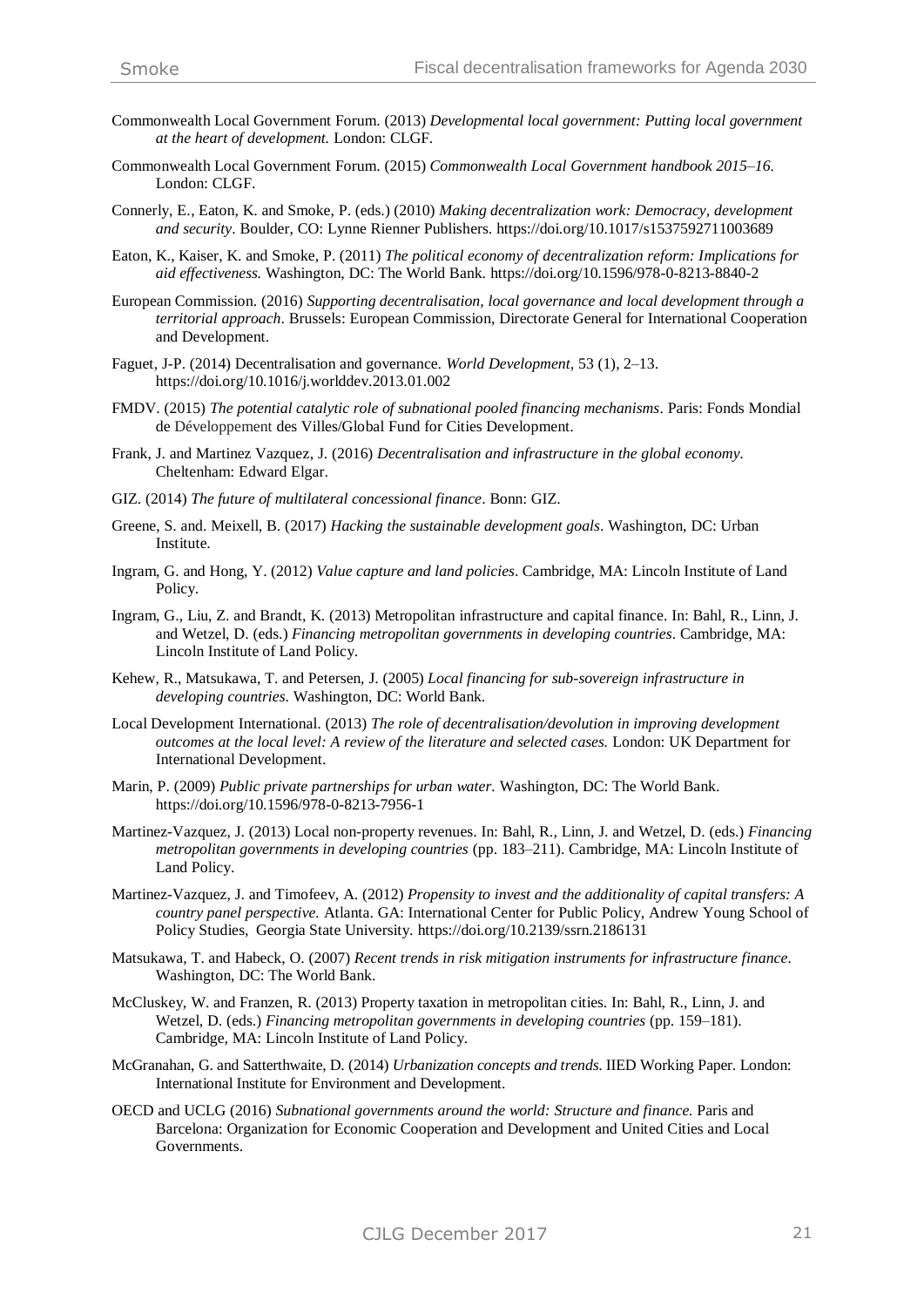Commonwealth Local Government Forum. (2013) *Developmental local government: Putting local government at the heart of development.* London: CLGF.

Commonwealth Local Government Forum. (2015) *Commonwealth Local Government handbook 2015–16.* London: CLGF.

Connerly, E., Eaton, K. and Smoke, P. (eds.) (2010) *Making decentralization work: Democracy, development and security*. Boulder, CO: Lynne Rienner Publishers. https://doi.org/10.1017/s1537592711003689

Eaton, K., Kaiser, K. and Smoke, P. (2011) *The political economy of decentralization reform: Implications for aid effectiveness.* Washington, DC: The World Bank. https://doi.org/10.1596/978-0-8213-8840-2

European Commission. (2016) *Supporting decentralisation, local governance and local development through a territorial approach*. Brussels: European Commission, Directorate General for International Cooperation and Development.

Faguet, J-P. (2014) Decentralisation and governance. *World Development*, 53 (1), 2–13. https://doi.org/10.1016/j.worlddev.2013.01.002

FMDV. (2015) *The potential catalytic role of subnational pooled financing mechanisms*. Paris: Fonds Mondial de Développement des Villes/Global Fund for Cities Development.

Frank, J. and Martinez Vazquez, J. (2016) *Decentralisation and infrastructure in the global economy*. Cheltenham: Edward Elgar.

GIZ. (2014) *The future of multilateral concessional finance*. Bonn: GIZ.

Greene, S. and. Meixell, B. (2017) *Hacking the sustainable development goals*. Washington, DC: Urban Institute.

Ingram, G. and Hong, Y. (2012) *Value capture and land policies*. Cambridge, MA: Lincoln Institute of Land Policy.

Ingram, G., Liu, Z. and Brandt, K. (2013) Metropolitan infrastructure and capital finance. In: Bahl, R., Linn, J. and Wetzel, D. (eds.) *Financing metropolitan governments in developing countries*. Cambridge, MA: Lincoln Institute of Land Policy.

Kehew, R., Matsukawa, T. and Petersen, J. (2005) *Local financing for sub-sovereign infrastructure in developing countries*. Washington, DC: World Bank.

Local Development International. (2013) *The role of decentralisation/devolution in improving development outcomes at the local level: A review of the literature and selected cases.* London: UK Department for International Development.

Marin, P. (2009) *Public private partnerships for urban water.* Washington, DC: The World Bank. https://doi.org/10.1596/978-0-8213-7956-1

Martinez-Vazquez, J. (2013) Local non-property revenues. In: Bahl, R., Linn, J. and Wetzel, D. (eds.) *Financing metropolitan governments in developing countries* (pp. 183–211). Cambridge, MA: Lincoln Institute of Land Policy.

Martinez-Vazquez, J. and Timofeev, A. (2012) *Propensity to invest and the additionality of capital transfers: A country panel perspective.* Atlanta. GA: International Center for Public Policy, Andrew Young School of Policy Studies, Georgia State University. https://doi.org/10.2139/ssrn.2186131

Matsukawa, T. and Habeck, O. (2007) *Recent trends in risk mitigation instruments for infrastructure finance*. Washington, DC: The World Bank.

McCluskey, W. and Franzen, R. (2013) Property taxation in metropolitan cities. In: Bahl, R., Linn, J. and Wetzel, D. (eds.) *Financing metropolitan governments in developing countries* (pp. 159–181). Cambridge, MA: Lincoln Institute of Land Policy.

McGranahan, G. and Satterthwaite, D. (2014) *Urbanization concepts and trends.* IIED Working Paper. London: International Institute for Environment and Development.

OECD and UCLG (2016) *Subnational governments around the world: Structure and finance.* Paris and Barcelona: Organization for Economic Cooperation and Development and United Cities and Local Governments.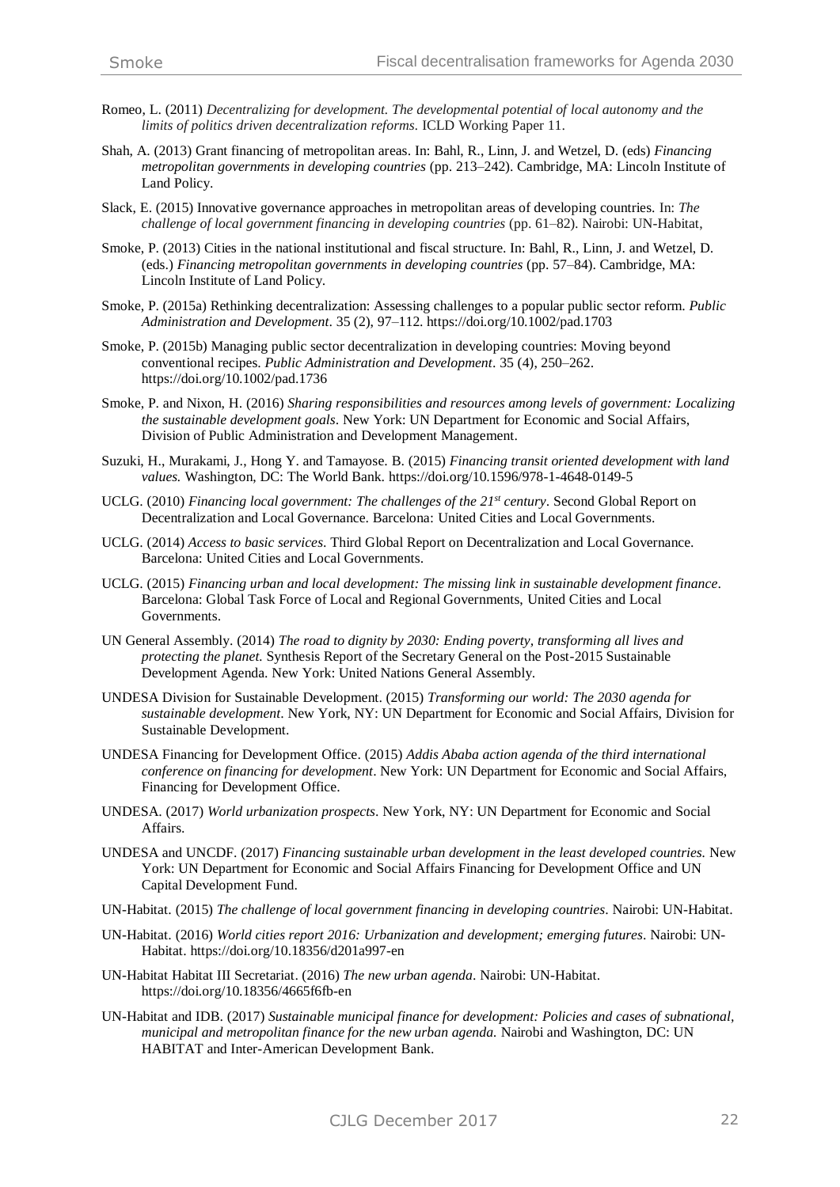Romeo, L. (2011) *Decentralizing for development. The developmental potential of local autonomy and the limits of politics driven decentralization reforms*. ICLD Working Paper 11.

Shah, A. (2013) Grant financing of metropolitan areas. In: Bahl, R., Linn, J. and Wetzel, D. (eds) *Financing metropolitan governments in developing countries* (pp. 213–242). Cambridge, MA: Lincoln Institute of Land Policy.

Slack, E. (2015) Innovative governance approaches in metropolitan areas of developing countries. In: *The challenge of local government financing in developing countries* (pp. 61–82). Nairobi: UN-Habitat,

Smoke, P. (2013) Cities in the national institutional and fiscal structure. In: Bahl, R., Linn, J. and Wetzel, D. (eds.) *Financing metropolitan governments in developing countries* (pp. 57–84). Cambridge, MA: Lincoln Institute of Land Policy.

Smoke, P. (2015a) Rethinking decentralization: Assessing challenges to a popular public sector reform. *Public Administration and Development*. 35 (2), 97–112. https://doi.org/10.1002/pad.1703

Smoke, P. (2015b) Managing public sector decentralization in developing countries: Moving beyond conventional recipes. *Public Administration and Development*. 35 (4), 250–262. https://doi.org/10.1002/pad.1736

Smoke, P. and Nixon, H. (2016) *Sharing responsibilities and resources among levels of government: Localizing the sustainable development goals*. New York: UN Department for Economic and Social Affairs, Division of Public Administration and Development Management.

Suzuki, H., Murakami, J., Hong Y. and Tamayose. B. (2015) *Financing transit oriented development with land values.* Washington, DC: The World Bank. https://doi.org/10.1596/978-1-4648-0149-5

UCLG. (2010) *Financing local government: The challenges of the 21st century*. Second Global Report on Decentralization and Local Governance. Barcelona: United Cities and Local Governments.

UCLG. (2014) *Access to basic services*. Third Global Report on Decentralization and Local Governance. Barcelona: United Cities and Local Governments.

UCLG. (2015) *Financing urban and local development: The missing link in sustainable development finance*. Barcelona: Global Task Force of Local and Regional Governments, United Cities and Local Governments.

UN General Assembly. (2014) *The road to dignity by 2030: Ending poverty, transforming all lives and protecting the planet.* Synthesis Report of the Secretary General on the Post-2015 Sustainable Development Agenda. New York: United Nations General Assembly.

UNDESA Division for Sustainable Development. (2015) *Transforming our world: The 2030 agenda for sustainable development*. New York, NY: UN Department for Economic and Social Affairs, Division for Sustainable Development.

UNDESA Financing for Development Office. (2015) *Addis Ababa action agenda of the third international conference on financing for development*. New York: UN Department for Economic and Social Affairs, Financing for Development Office.

UNDESA. (2017) *World urbanization prospects*. New York, NY: UN Department for Economic and Social Affairs.

UNDESA and UNCDF. (2017) *Financing sustainable urban development in the least developed countries.* New York: UN Department for Economic and Social Affairs Financing for Development Office and UN Capital Development Fund.

UN-Habitat. (2015) *The challenge of local government financing in developing countries*. Nairobi: UN-Habitat.

UN-Habitat. (2016) *World cities report 2016: Urbanization and development; emerging futures*. Nairobi: UN-Habitat. https://doi.org/10.18356/d201a997-en

UN-Habitat Habitat III Secretariat. (2016) *The new urban agenda*. Nairobi: UN-Habitat. https://doi.org/10.18356/4665f6fb-en

UN-Habitat and IDB. (2017) *Sustainable municipal finance for development: Policies and cases of subnational, municipal and metropolitan finance for the new urban agenda.* Nairobi and Washington, DC: UN HABITAT and Inter-American Development Bank.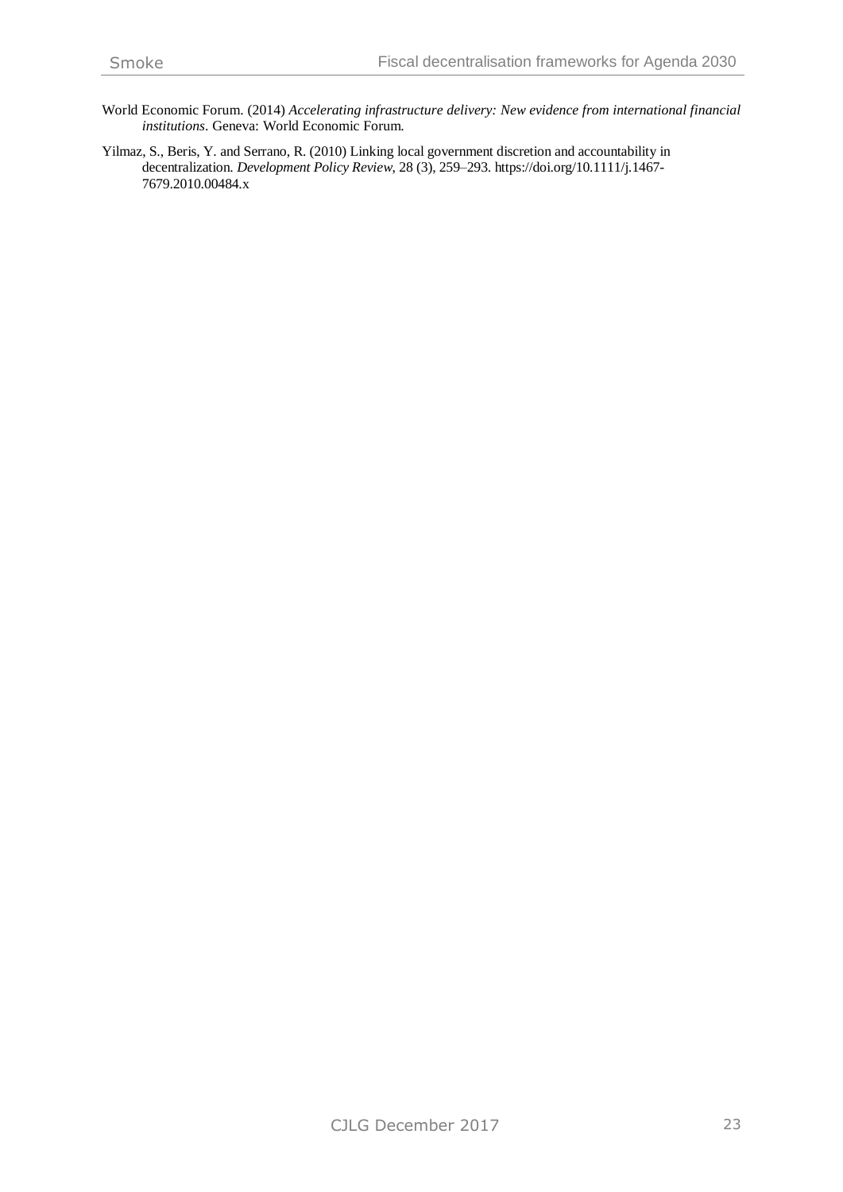World Economic Forum. (2014) *Accelerating infrastructure delivery: New evidence from international financial institutions*. Geneva: World Economic Forum.

Yilmaz, S., Beris, Y. and Serrano, R. (2010) Linking local government discretion and accountability in decentralization. *Development Policy Review*, 28 (3), 259–293. https://doi.org/10.1111/j.1467-7679.2010.00484.x